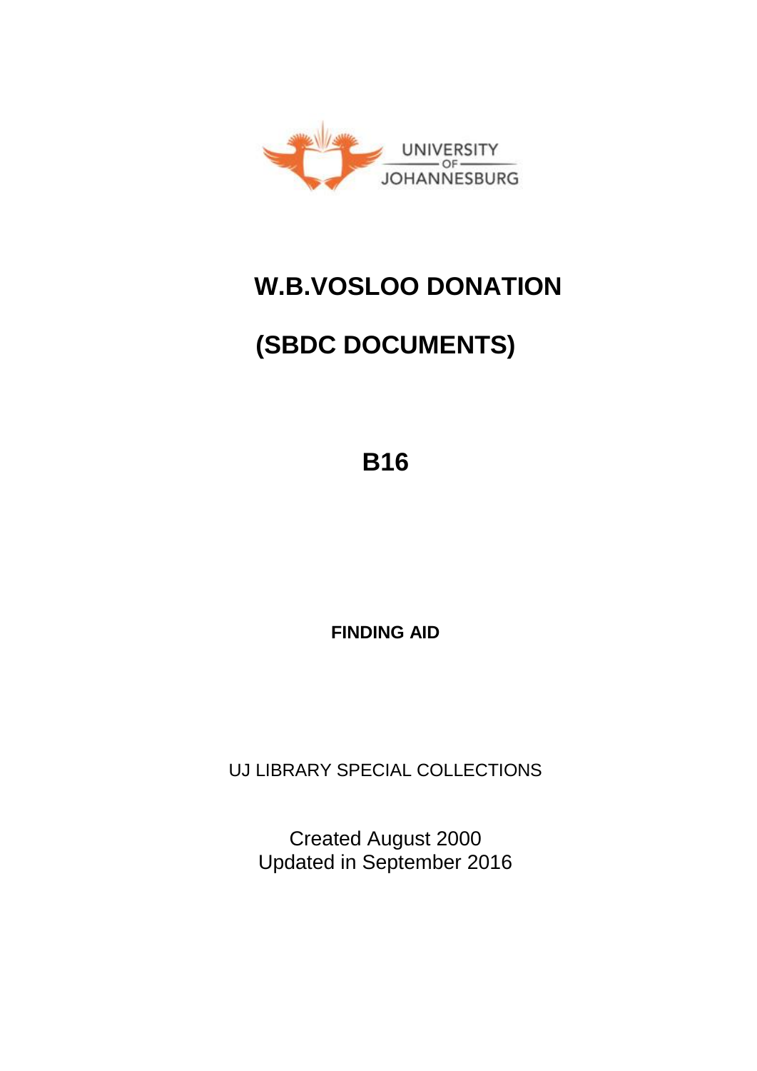UNIVERSITY OF JOHANNESBURG

# W.B.VOSLOO DONATION

# (SBDC DOCUMENTS)

## B16

**FINDING AID**

UJ LIBRARY SPECIAL COLLECTIONS

Created August 2000
Updated in September 2016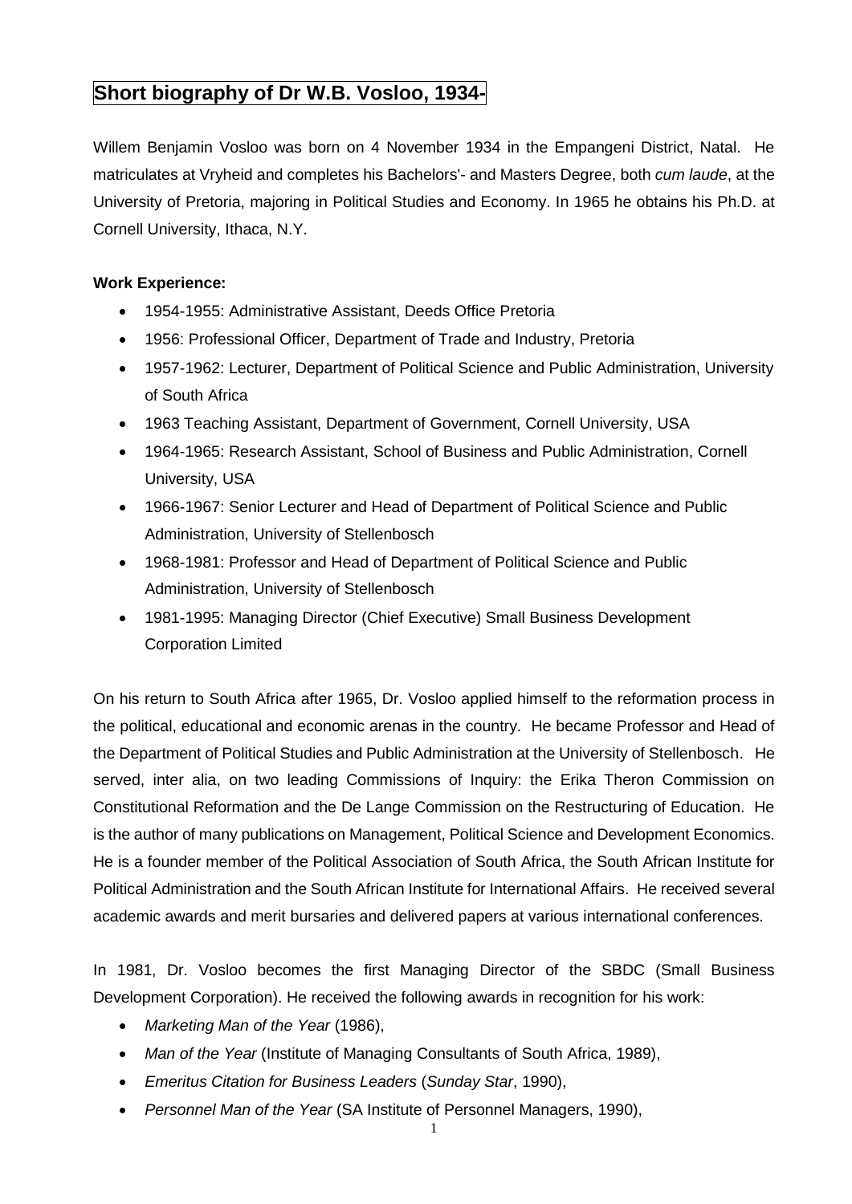# Short biography of Dr W.B. Vosloo, 1934-

Willem Benjamin Vosloo was born on 4 November 1934 in the Empangeni District, Natal. He matriculates at Vryheid and completes his Bachelors'- and Masters Degree, both *cum laude*, at the University of Pretoria, majoring in Political Studies and Economy. In 1965 he obtains his Ph.D. at Cornell University, Ithaca, N.Y.

**Work Experience:**

- 1954-1955: Administrative Assistant, Deeds Office Pretoria
- 1956: Professional Officer, Department of Trade and Industry, Pretoria
- 1957-1962: Lecturer, Department of Political Science and Public Administration, University of South Africa
- 1963 Teaching Assistant, Department of Government, Cornell University, USA
- 1964-1965: Research Assistant, School of Business and Public Administration, Cornell University, USA
- 1966-1967: Senior Lecturer and Head of Department of Political Science and Public Administration, University of Stellenbosch
- 1968-1981: Professor and Head of Department of Political Science and Public Administration, University of Stellenbosch
- 1981-1995: Managing Director (Chief Executive) Small Business Development Corporation Limited

On his return to South Africa after 1965, Dr. Vosloo applied himself to the reformation process in the political, educational and economic arenas in the country. He became Professor and Head of the Department of Political Studies and Public Administration at the University of Stellenbosch. He served, inter alia, on two leading Commissions of Inquiry: the Erika Theron Commission on Constitutional Reformation and the De Lange Commission on the Restructuring of Education. He is the author of many publications on Management, Political Science and Development Economics. He is a founder member of the Political Association of South Africa, the South African Institute for Political Administration and the South African Institute for International Affairs. He received several academic awards and merit bursaries and delivered papers at various international conferences.

In 1981, Dr. Vosloo becomes the first Managing Director of the SBDC (Small Business Development Corporation). He received the following awards in recognition for his work:

- *Marketing Man of the Year* (1986),
- *Man of the Year* (Institute of Managing Consultants of South Africa, 1989),
- *Emeritus Citation for Business Leaders* (*Sunday Star*, 1990),
- *Personnel Man of the Year* (SA Institute of Personnel Managers, 1990),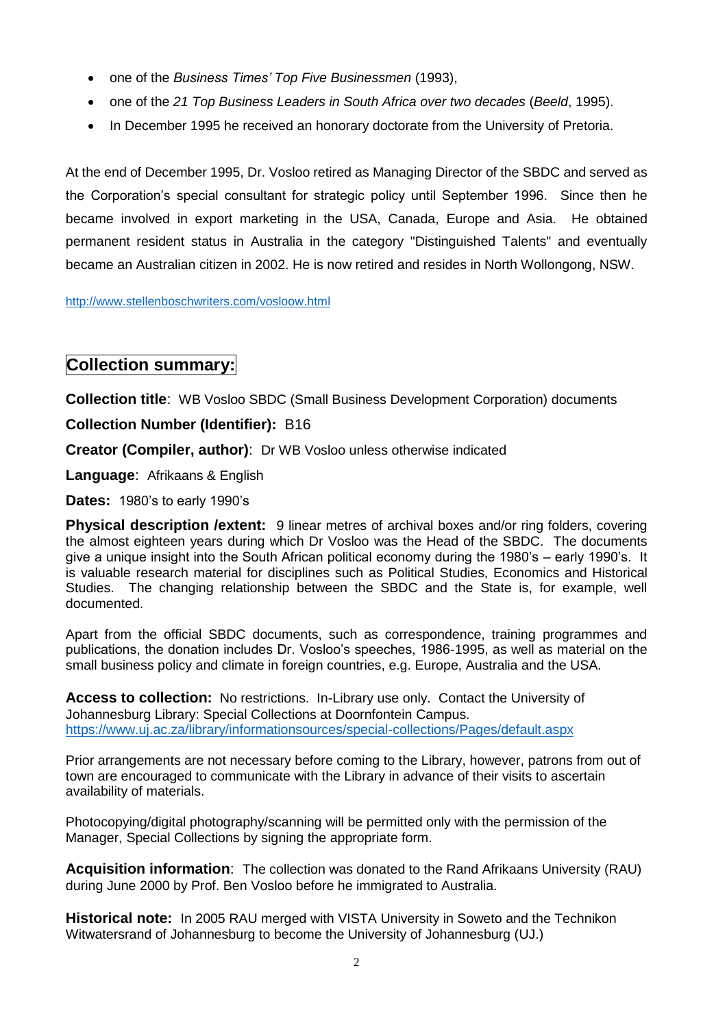- one of the *Business Times' Top Five Businessmen* (1993),
- one of the *21 Top Business Leaders in South Africa over two decades* (*Beeld*, 1995).
- In December 1995 he received an honorary doctorate from the University of Pretoria.

At the end of December 1995, Dr. Vosloo retired as Managing Director of the SBDC and served as the Corporation's special consultant for strategic policy until September 1996. Since then he became involved in export marketing in the USA, Canada, Europe and Asia. He obtained permanent resident status in Australia in the category "Distinguished Talents" and eventually became an Australian citizen in 2002. He is now retired and resides in North Wollongong, NSW.

http://www.stellenboschwriters.com/vosloow.html

## Collection summary:

**Collection title**: WB Vosloo SBDC (Small Business Development Corporation) documents

**Collection Number (Identifier):** B16

**Creator (Compiler, author)**: Dr WB Vosloo unless otherwise indicated

**Language**: Afrikaans & English

**Dates:** 1980's to early 1990's

**Physical description /extent:** 9 linear metres of archival boxes and/or ring folders, covering the almost eighteen years during which Dr Vosloo was the Head of the SBDC. The documents give a unique insight into the South African political economy during the 1980's – early 1990's. It is valuable research material for disciplines such as Political Studies, Economics and Historical Studies. The changing relationship between the SBDC and the State is, for example, well documented.

Apart from the official SBDC documents, such as correspondence, training programmes and publications, the donation includes Dr. Vosloo's speeches, 1986-1995, as well as material on the small business policy and climate in foreign countries, e.g. Europe, Australia and the USA.

**Access to collection:** No restrictions. In-Library use only. Contact the University of Johannesburg Library: Special Collections at Doornfontein Campus.
https://www.uj.ac.za/library/informationsources/special-collections/Pages/default.aspx

Prior arrangements are not necessary before coming to the Library, however, patrons from out of town are encouraged to communicate with the Library in advance of their visits to ascertain availability of materials.

Photocopying/digital photography/scanning will be permitted only with the permission of the Manager, Special Collections by signing the appropriate form.

**Acquisition information**: The collection was donated to the Rand Afrikaans University (RAU) during June 2000 by Prof. Ben Vosloo before he immigrated to Australia.

**Historical note:** In 2005 RAU merged with VISTA University in Soweto and the Technikon Witwatersrand of Johannesburg to become the University of Johannesburg (UJ.)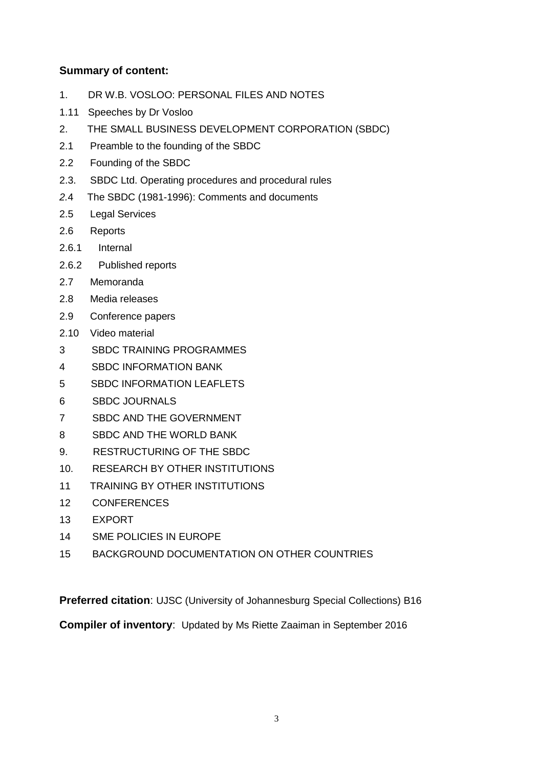**Summary of content:**

1. DR W.B. VOSLOO: PERSONAL FILES AND NOTES

1.11 Speeches by Dr Vosloo

2. THE SMALL BUSINESS DEVELOPMENT CORPORATION (SBDC)

2.1 Preamble to the founding of the SBDC

2.2 Founding of the SBDC

2.3. SBDC Ltd. Operating procedures and procedural rules

*2.*4 The SBDC (1981-1996): Comments and documents

2.5 Legal Services

2.6 Reports

2.6.1 Internal

2.6.2 Published reports

2.7 Memoranda

2.8 Media releases

2.9 Conference papers

2.10 Video material

3 SBDC TRAINING PROGRAMMES

4 SBDC INFORMATION BANK

5 SBDC INFORMATION LEAFLETS

6 SBDC JOURNALS

7 SBDC AND THE GOVERNMENT

8 SBDC AND THE WORLD BANK

9. RESTRUCTURING OF THE SBDC

10. RESEARCH BY OTHER INSTITUTIONS

11 TRAINING BY OTHER INSTITUTIONS

12 CONFERENCES

13 EXPORT

14 SME POLICIES IN EUROPE

15 BACKGROUND DOCUMENTATION ON OTHER COUNTRIES

**Preferred citation**: UJSC (University of Johannesburg Special Collections) B16

**Compiler of inventory**: Updated by Ms Riette Zaaiman in September 2016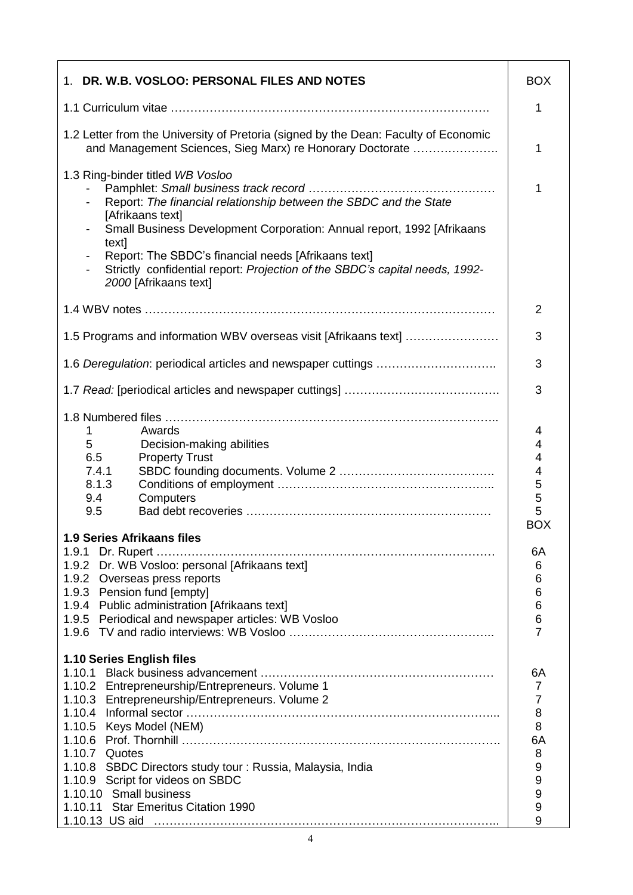| 1. **DR. W.B. VOSLOO: PERSONAL FILES AND NOTES** | BOX |
|---|---|
| 1.1 Curriculum vitae ……………………………………………………………………. | 1 |
| 1.2 Letter from the University of Pretoria (signed by the Dean: Faculty of Economic and Management Sciences, Sieg Marx) re Honorary Doctorate …………………. | 1 |
| 1.3 Ring-binder titled *WB Vosloo*<br>- Pamphlet: *Small business track record* …………………………………………<br>- Report: *The financial relationship between the SBDC and the State* [Afrikaans text]<br>- Small Business Development Corporation: Annual report, 1992 [Afrikaans text]<br>- Report: The SBDC's financial needs [Afrikaans text]<br>- Strictly confidential report: *Projection of the SBDC's capital needs, 1992-2000* [Afrikaans text] | 1 |
| 1.4 WBV notes ……………………………………………………………………………… | 2 |
| 1.5 Programs and information WBV overseas visit [Afrikaans text] …………………… | 3 |
| 1.6 *Deregulation*: periodical articles and newspaper cuttings …………………………. | 3 |
| 1.7 *Read:* [periodical articles and newspaper cuttings] …………………………………. | 3 |
| 1.8 Numbered files ……………………………………………………………………….. | |
| 1 Awards | 4 |
| 5 Decision-making abilities | 4 |
| 6.5 Property Trust | 4 |
| 7.4.1 SBDC founding documents. Volume 2 …………………………………. | 4 |
| 8.1.3 Conditions of employment ……………………………………………….. | 5 |
| 9.4 Computers | 5 |
| 9.5 Bad debt recoveries …………………………………………………… | 5 |
| **1.9 Series Afrikaans files** | **BOX** |
| 1.9.1 Dr. Rupert ……………………………………………………………………… | 6A |
| 1.9.2 Dr. WB Vosloo: personal [Afrikaans text] | 6 |
| 1.9.2 Overseas press reports | 6 |
| 1.9.3 Pension fund [empty] | 6 |
| 1.9.4 Public administration [Afrikaans text] | 6 |
| 1.9.5 Periodical and newspaper articles: WB Vosloo | 6 |
| 1.9.6 TV and radio interviews: WB Vosloo …………………………………………….. | 7 |
| **1.10 Series English files** | |
| 1.10.1 Black business advancement …………………………………………………… | 6A |
| 1.10.2 Entrepreneurship/Entrepreneurs. Volume 1 | 7 |
| 1.10.3 Entrepreneurship/Entrepreneurs. Volume 2 | 7 |
| 1.10.4 Informal sector ……………………………………………………………………... | 8 |
| 1.10.5 Keys Model (NEM) | 8 |
| 1.10.6 Prof. Thornhill ………………………………………………………………………. | 6A |
| 1.10.7 Quotes | 8 |
| 1.10.8 SBDC Directors study tour : Russia, Malaysia, India | 9 |
| 1.10.9 Script for videos on SBDC | 9 |
| 1.10.10 Small business | 9 |
| 1.10.11 Star Emeritus Citation 1990 | 9 |
| 1.10.13 US aid ……………………………………………………………………….. | 9 |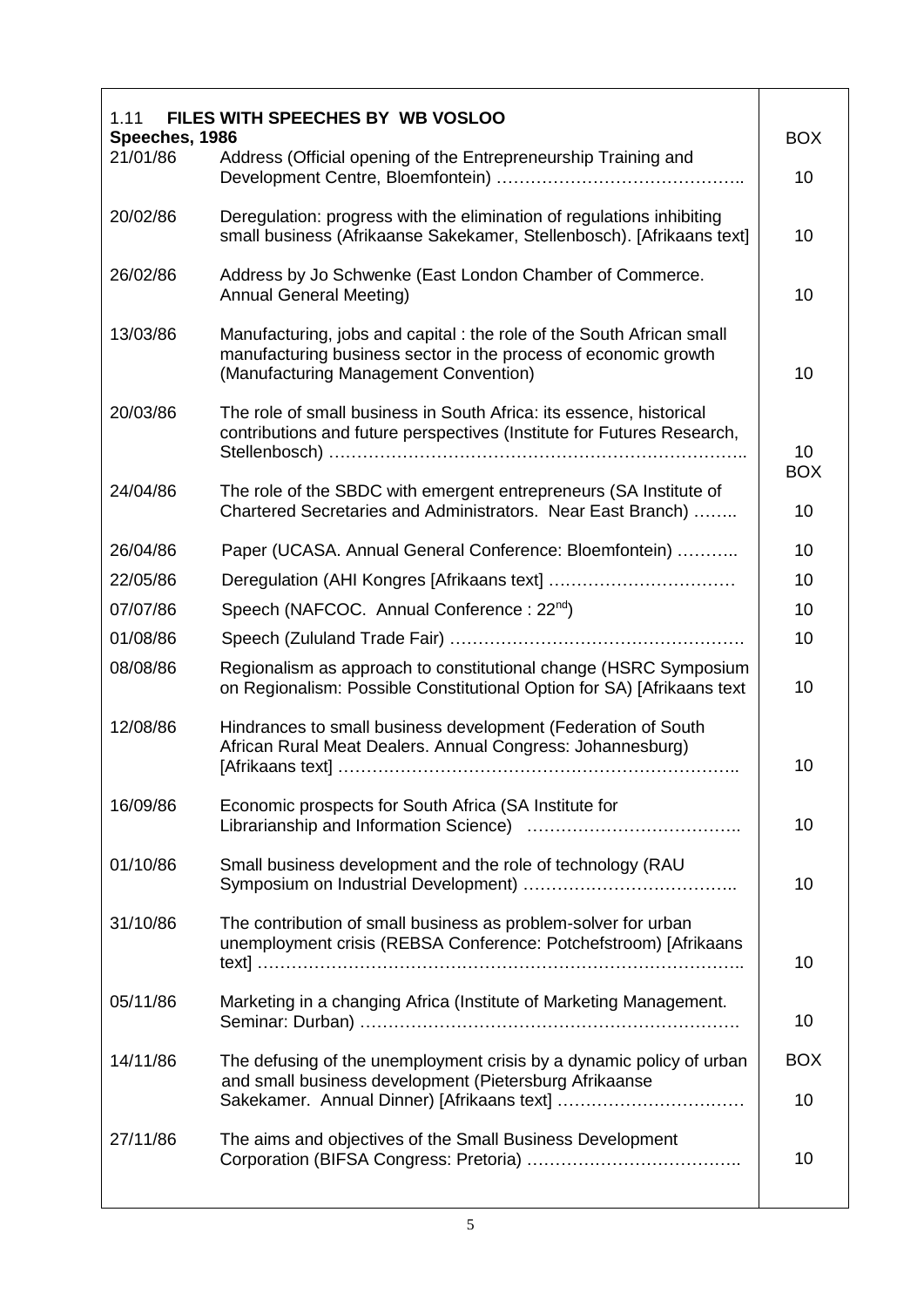## 1.11 FILES WITH SPEECHES BY WB VOSLOO

| Speeches, 1986 | | BOX |
|---|---|---|
| 21/01/86 | Address (Official opening of the Entrepreneurship Training and Development Centre, Bloemfontein) …………………………………….. | 10 |
| 20/02/86 | Deregulation: progress with the elimination of regulations inhibiting small business (Afrikaanse Sakekamer, Stellenbosch). [Afrikaans text] | 10 |
| 26/02/86 | Address by Jo Schwenke (East London Chamber of Commerce. Annual General Meeting) | 10 |
| 13/03/86 | Manufacturing, jobs and capital : the role of the South African small manufacturing business sector in the process of economic growth (Manufacturing Management Convention) | 10 |
| 20/03/86 | The role of small business in South Africa: its essence, historical contributions and future perspectives (Institute for Futures Research, Stellenbosch) ………………………………………………………………….. | 10 |
| | | BOX |
| 24/04/86 | The role of the SBDC with emergent entrepreneurs (SA Institute of Chartered Secretaries and Administrators. Near East Branch) …….. | 10 |
| 26/04/86 | Paper (UCASA. Annual General Conference: Bloemfontein) ……….. | 10 |
| 22/05/86 | Deregulation (AHI Kongres [Afrikaans text] …………………………… | 10 |
| 07/07/86 | Speech (NAFCOC. Annual Conference : 22nd) | 10 |
| 01/08/86 | Speech (Zululand Trade Fair) …………………………………………… | 10 |
| 08/08/86 | Regionalism as approach to constitutional change (HSRC Symposium on Regionalism: Possible Constitutional Option for SA) [Afrikaans text | 10 |
| 12/08/86 | Hindrances to small business development (Federation of South African Rural Meat Dealers. Annual Congress: Johannesburg) [Afrikaans text] …………………………………………………………….. | 10 |
| 16/09/86 | Economic prospects for South Africa (SA Institute for Librarianship and Information Science) ……………………………….. | 10 |
| 01/10/86 | Small business development and the role of technology (RAU Symposium on Industrial Development) ……………………………….. | 10 |
| 31/10/86 | The contribution of small business as problem-solver for urban unemployment crisis (REBSA Conference: Potchefstroom) [Afrikaans text] ……………………………………………………………………….. | 10 |
| 05/11/86 | Marketing in a changing Africa (Institute of Marketing Management. Seminar: Durban) …………………………………………………………. | 10 |
| | | BOX |
| 14/11/86 | The defusing of the unemployment crisis by a dynamic policy of urban and small business development (Pietersburg Afrikaanse Sakekamer. Annual Dinner) [Afrikaans text] …………………………… | 10 |
| 27/11/86 | The aims and objectives of the Small Business Development Corporation (BIFSA Congress: Pretoria) ……………………………….. | 10 |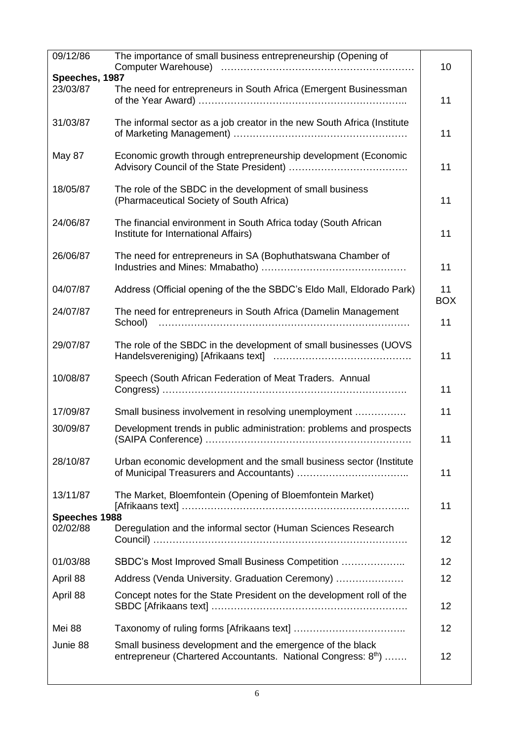| | | |
|---|---|---|
| 09/12/86 | The importance of small business entrepreneurship (Opening of Computer Warehouse) …………………………………………………… | 10 |
| **Speeches, 1987** | | |
| 23/03/87 | The need for entrepreneurs in South Africa (Emergent Businessman of the Year Award) …………………………………………………….. | 11 |
| 31/03/87 | The informal sector as a job creator in the new South Africa (Institute of Marketing Management) …………………………………………… | 11 |
| May 87 | Economic growth through entrepreneurship development (Economic Advisory Council of the State President) ………………………………. | 11 |
| 18/05/87 | The role of the SBDC in the development of small business (Pharmaceutical Society of South Africa) | 11 |
| 24/06/87 | The financial environment in South Africa today (South African Institute for International Affairs) | 11 |
| 26/06/87 | The need for entrepreneurs in SA (Bophuthatswana Chamber of Industries and Mines: Mmabatho) ……………………………………… | 11 |
| 04/07/87 | Address (Official opening of the the SBDC's Eldo Mall, Eldorado Park) | 11 BOX |
| 24/07/87 | The need for entrepreneurs in South Africa (Damelin Management School) …………………………………………………………………… | 11 |
| 29/07/87 | The role of the SBDC in the development of small businesses (UOVS Handelsvereniging) [Afrikaans text] ……………………………………. | 11 |
| 10/08/87 | Speech (South African Federation of Meat Traders. Annual Congress) ……………………………………………………………………. | 11 |
| 17/09/87 | Small business involvement in resolving unemployment ……………. | 11 |
| 30/09/87 | Development trends in public administration: problems and prospects (SAIPA Conference) ………………………………………………………. | 11 |
| 28/10/87 | Urban economic development and the small business sector (Institute of Municipal Treasurers and Accountants) …………………………….. | 11 |
| 13/11/87 | The Market, Bloemfontein (Opening of Bloemfontein Market) [Afrikaans text] …………………………………………………………….. | 11 |
| **Speeches 1988** | | |
| 02/02/88 | Deregulation and the informal sector (Human Sciences Research Council) ……………………………………………………………………. | 12 |
| 01/03/88 | SBDC's Most Improved Small Business Competition ……………….. | 12 |
| April 88 | Address (Venda University. Graduation Ceremony) ………………… | 12 |
| April 88 | Concept notes for the State President on the development roll of the SBDC [Afrikaans text] ……………………………………………………. | 12 |
| Mei 88 | Taxonomy of ruling forms [Afrikaans text] …………………………….. | 12 |
| Junie 88 | Small business development and the emergence of the black entrepreneur (Chartered Accountants. National Congress: 8th) ……. | 12 |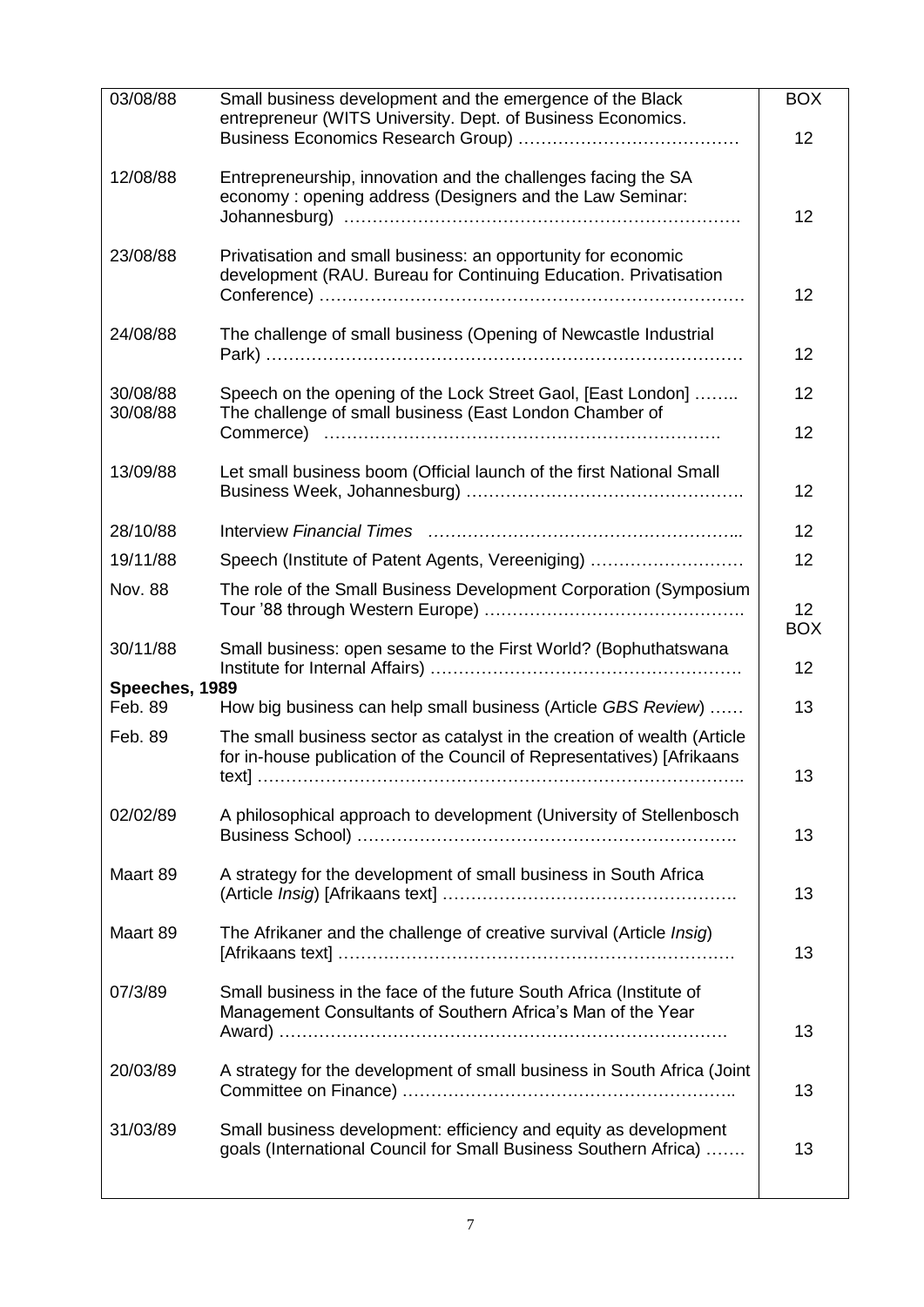| | | |
|---|---|---|
| 03/08/88 | Small business development and the emergence of the Black entrepreneur (WITS University. Dept. of Business Economics. Business Economics Research Group) ………………………………… | BOX 12 |
| 12/08/88 | Entrepreneurship, innovation and the challenges facing the SA economy : opening address (Designers and the Law Seminar: Johannesburg) ……………………………………………………………. | 12 |
| 23/08/88 | Privatisation and small business: an opportunity for economic development (RAU. Bureau for Continuing Education. Privatisation Conference) ………………………………………………………………… | 12 |
| 24/08/88 | The challenge of small business (Opening of Newcastle Industrial Park) ………………………………………………………………………… | 12 |
| 30/08/88 | Speech on the opening of the Lock Street Gaol, [East London] …….. | 12 |
| 30/08/88 | The challenge of small business (East London Chamber of Commerce) ……………………………………………………………. | 12 |
| 13/09/88 | Let small business boom (Official launch of the first National Small Business Week, Johannesburg) ……………………………………….. | 12 |
| 28/10/88 | Interview *Financial Times* ……………………………………………... | 12 |
| 19/11/88 | Speech (Institute of Patent Agents, Vereeniging) ……………………… | 12 |
| Nov. 88 | The role of the Small Business Development Corporation (Symposium Tour '88 through Western Europe) ………………………………………. | 12 |
| 30/11/88 | Small business: open sesame to the First World? (Bophuthatswana Institute for Internal Affairs) ……………………………………………… | BOX 12 |
| **Speeches, 1989** | | |
| Feb. 89 | How big business can help small business (Article *GBS Review*) …… | 13 |
| Feb. 89 | The small business sector as catalyst in the creation of wealth (Article for in-house publication of the Council of Representatives) [Afrikaans text] ……………………………………………………………………….. | 13 |
| 02/02/89 | A philosophical approach to development (University of Stellenbosch Business School) …………………………………………………………. | 13 |
| Maart 89 | A strategy for the development of small business in South Africa (Article *Insig*) [Afrikaans text] …………………………………………. | 13 |
| Maart 89 | The Afrikaner and the challenge of creative survival (Article *Insig*) [Afrikaans text] ……………………………………………………………. | 13 |
| 07/3/89 | Small business in the face of the future South Africa (Institute of Management Consultants of Southern Africa's Man of the Year Award) ……………………………………………………………………. | 13 |
| 20/03/89 | A strategy for the development of small business in South Africa (Joint Committee on Finance) ……………………………………………….. | 13 |
| 31/03/89 | Small business development: efficiency and equity as development goals (International Council for Small Business Southern Africa) ……. | 13 |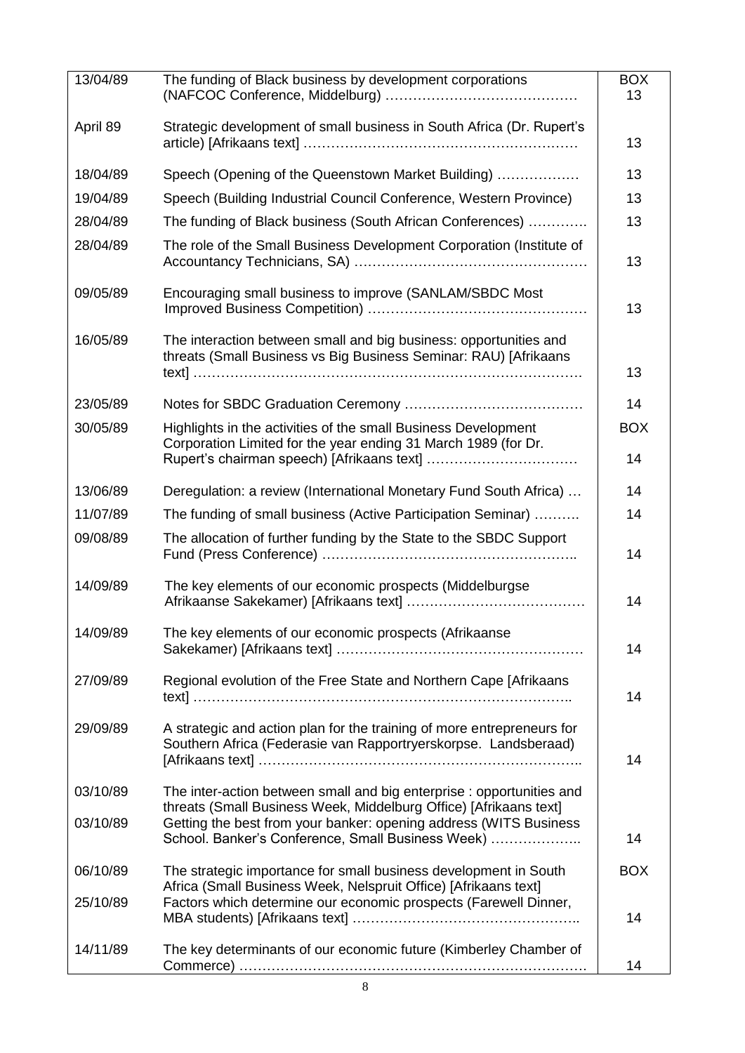| | | |
|---|---|---|
| 13/04/89 | The funding of Black business by development corporations (NAFCOC Conference, Middelburg) …………………………………… | BOX 13 |
| April 89 | Strategic development of small business in South Africa (Dr. Rupert's article) [Afrikaans text] …………………………………………………… | 13 |
| 18/04/89 | Speech (Opening of the Queenstown Market Building) ……………… | 13 |
| 19/04/89 | Speech (Building Industrial Council Conference, Western Province) | 13 |
| 28/04/89 | The funding of Black business (South African Conferences) …………. | 13 |
| 28/04/89 | The role of the Small Business Development Corporation (Institute of Accountancy Technicians, SA) ………………………………………… | 13 |
| 09/05/89 | Encouraging small business to improve (SANLAM/SBDC Most Improved Business Competition) ……………………………………… | 13 |
| 16/05/89 | The interaction between small and big business: opportunities and threats (Small Business vs Big Business Seminar: RAU) [Afrikaans text] ………………………………………………………………………. | 13 |
| 23/05/89 | Notes for SBDC Graduation Ceremony ………………………………… | 14 |
| 30/05/89 | Highlights in the activities of the small Business Development Corporation Limited for the year ending 31 March 1989 (for Dr. Rupert's chairman speech) [Afrikaans text] …………………………… | BOX 14 |
| 13/06/89 | Deregulation: a review (International Monetary Fund South Africa) … | 14 |
| 11/07/89 | The funding of small business (Active Participation Seminar) ………. | 14 |
| 09/08/89 | The allocation of further funding by the State to the SBDC Support Fund (Press Conference) …………………………………………….. | 14 |
| 14/09/89 | The key elements of our economic prospects (Middelburgse Afrikaanse Sakekamer) [Afrikaans text] ………………………………… | 14 |
| 14/09/89 | The key elements of our economic prospects (Afrikaanse Sakekamer) [Afrikaans text] …………………………………………… | 14 |
| 27/09/89 | Regional evolution of the Free State and Northern Cape [Afrikaans text] ……………………………………………………………………….. | 14 |
| 29/09/89 | A strategic and action plan for the training of more entrepreneurs for Southern Africa (Federasie van Rapportryerskorpse. Landsberaad) [Afrikaans text] …………………………………………………………….. | 14 |
| 03/10/89 | The inter-action between small and big enterprise : opportunities and threats (Small Business Week, Middelburg Office) [Afrikaans text] | |
| 03/10/89 | Getting the best from your banker: opening address (WITS Business School. Banker's Conference, Small Business Week) ……………….. | 14 |
| 06/10/89 | The strategic importance for small business development in South Africa (Small Business Week, Nelspruit Office) [Afrikaans text] | BOX |
| 25/10/89 | Factors which determine our economic prospects (Farewell Dinner, MBA students) [Afrikaans text] ……………………………………….. | 14 |
| 14/11/89 | The key determinants of our economic future (Kimberley Chamber of Commerce) ……………………………………………………………… | 14 |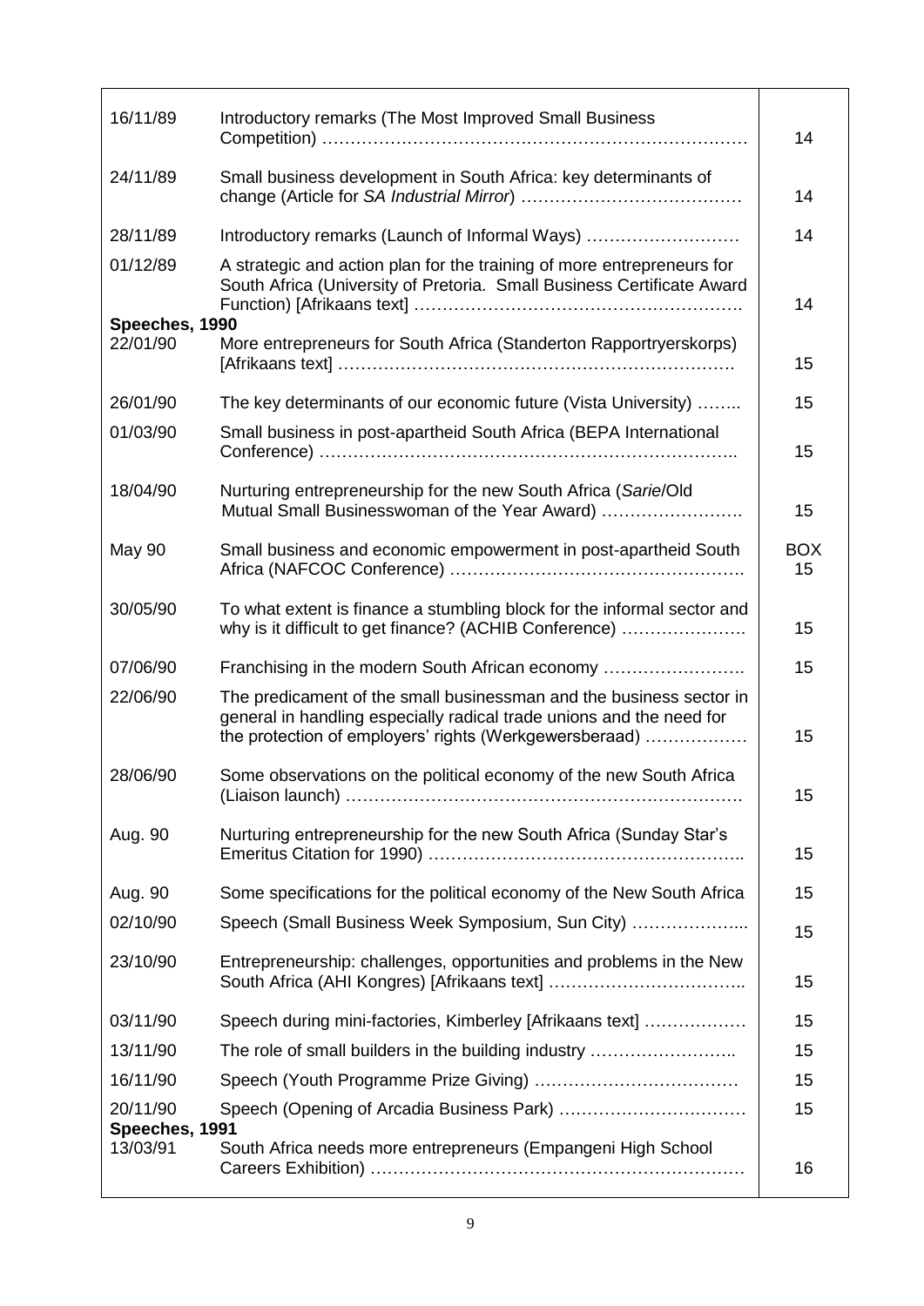| Date | Title | Box |
|---|---|---|
| 16/11/89 | Introductory remarks (The Most Improved Small Business Competition) ……………………………………………………………… | 14 |
| 24/11/89 | Small business development in South Africa: key determinants of change (Article for *SA Industrial Mirror*) ………………………………… | 14 |
| 28/11/89 | Introductory remarks (Launch of Informal Ways) ……………………… | 14 |
| 01/12/89 | A strategic and action plan for the training of more entrepreneurs for South Africa (University of Pretoria. Small Business Certificate Award Function) [Afrikaans text] ………………………………………………. | 14 |
| **Speeches, 1990** | | |
| 22/01/90 | More entrepreneurs for South Africa (Standerton Rapportryerskorps) [Afrikaans text] …………………………………………………………… | 15 |
| 26/01/90 | The key determinants of our economic future (Vista University) …….. | 15 |
| 01/03/90 | Small business in post-apartheid South Africa (BEPA International Conference) ……………………………………………………………….. | 15 |
| 18/04/90 | Nurturing entrepreneurship for the new South Africa (*Sarie*/Old Mutual Small Businesswoman of the Year Award) ……………………. | 15 |
| May 90 | Small business and economic empowerment in post-apartheid South Africa (NAFCOC Conference) ……………………………………………. | BOX 15 |
| 30/05/90 | To what extent is finance a stumbling block for the informal sector and why is it difficult to get finance? (ACHIB Conference) …………………. | 15 |
| 07/06/90 | Franchising in the modern South African economy ……………………. | 15 |
| 22/06/90 | The predicament of the small businessman and the business sector in general in handling especially radical trade unions and the need for the protection of employers' rights (Werkgewersberaad) ……………… | 15 |
| 28/06/90 | Some observations on the political economy of the new South Africa (Liaison launch) …………………………………………………………… | 15 |
| Aug. 90 | Nurturing entrepreneurship for the new South Africa (Sunday Star's Emeritus Citation for 1990) ……………………………………………….. | 15 |
| Aug. 90 | Some specifications for the political economy of the New South Africa | 15 |
| 02/10/90 | Speech (Small Business Week Symposium, Sun City) ………………... | 15 |
| 23/10/90 | Entrepreneurship: challenges, opportunities and problems in the New South Africa (AHI Kongres) [Afrikaans text] …………………………….. | 15 |
| 03/11/90 | Speech during mini-factories, Kimberley [Afrikaans text] ……………… | 15 |
| 13/11/90 | The role of small builders in the building industry …………………….. | 15 |
| 16/11/90 | Speech (Youth Programme Prize Giving) ……………………………… | 15 |
| 20/11/90 | Speech (Opening of Arcadia Business Park) …………………………… | 15 |
| **Speeches, 1991** | | |
| 13/03/91 | South Africa needs more entrepreneurs (Empangeni High School Careers Exhibition) ………………………………………………………… | 16 |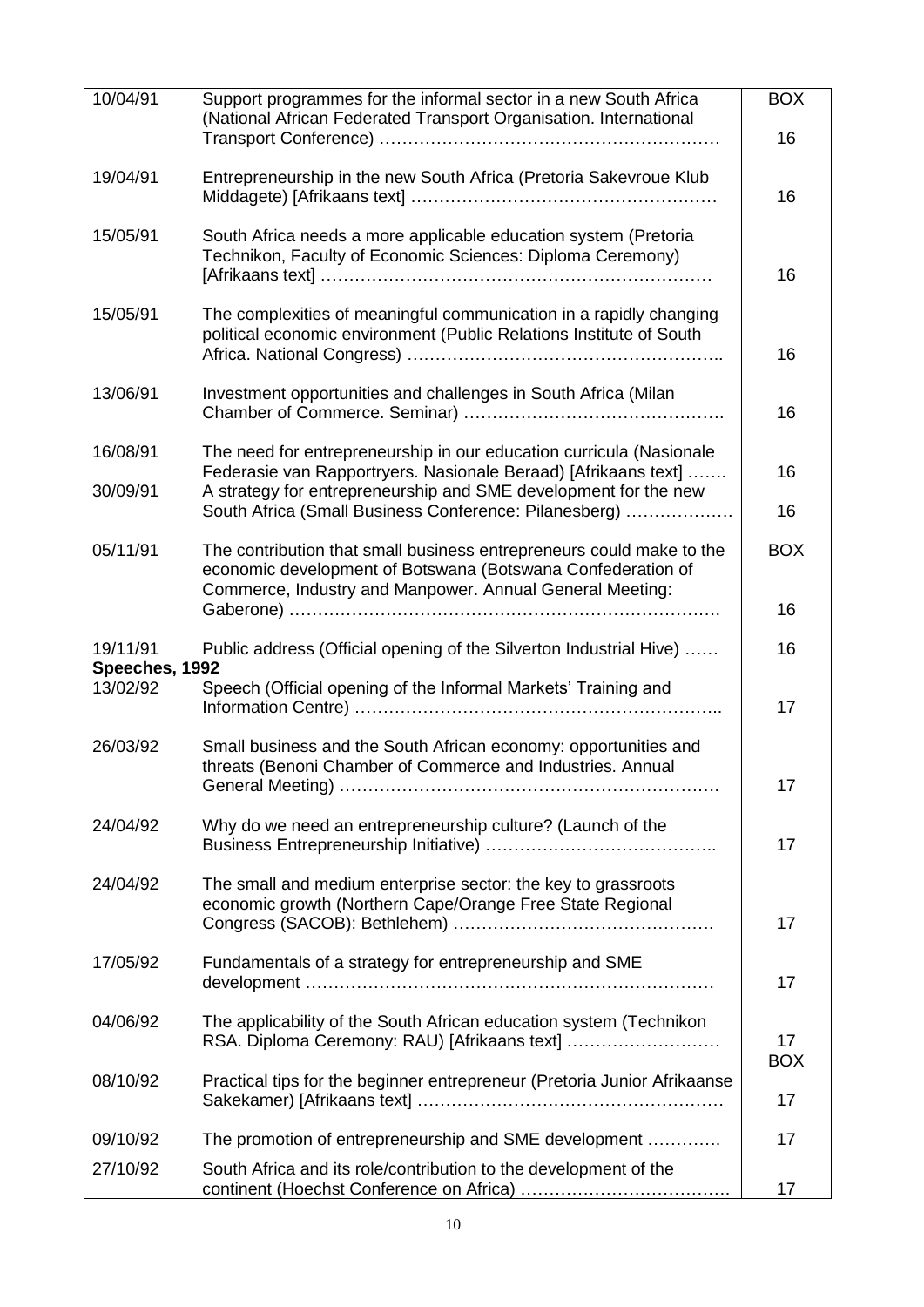| | | |
|---|---|---|
| 10/04/91 | Support programmes for the informal sector in a new South Africa (National African Federated Transport Organisation. International Transport Conference) …………………………………………………… | BOX 16 |
| 19/04/91 | Entrepreneurship in the new South Africa (Pretoria Sakevroue Klub Middagete) [Afrikaans text] …………………………………………… | 16 |
| 15/05/91 | South Africa needs a more applicable education system (Pretoria Technikon, Faculty of Economic Sciences: Diploma Ceremony) [Afrikaans text] …………………………………………………………… | 16 |
| 15/05/91 | The complexities of meaningful communication in a rapidly changing political economic environment (Public Relations Institute of South Africa. National Congress) ……………………………………………….. | 16 |
| 13/06/91 | Investment opportunities and challenges in South Africa (Milan Chamber of Commerce. Seminar) ………………………………………. | 16 |
| 16/08/91 | The need for entrepreneurship in our education curricula (Nasionale Federasie van Rapportryers. Nasionale Beraad) [Afrikaans text] ……. | 16 |
| 30/09/91 | A strategy for entrepreneurship and SME development for the new South Africa (Small Business Conference: Pilanesberg) ………………. | 16 |
| 05/11/91 | The contribution that small business entrepreneurs could make to the economic development of Botswana (Botswana Confederation of Commerce, Industry and Manpower. Annual General Meeting: Gaberone) …………………………………………………………………. | BOX 16 |
| 19/11/91 | Public address (Official opening of the Silverton Industrial Hive) …… | 16 |
| **Speeches, 1992** | | |
| 13/02/92 | Speech (Official opening of the Informal Markets' Training and Information Centre) ……………………………………………………….. | 17 |
| 26/03/92 | Small business and the South African economy: opportunities and threats (Benoni Chamber of Commerce and Industries. Annual General Meeting) ………………………………………………………… | 17 |
| 24/04/92 | Why do we need an entrepreneurship culture? (Launch of the Business Entrepreneurship Initiative) ………………………………….. | 17 |
| 24/04/92 | The small and medium enterprise sector: the key to grassroots economic growth (Northern Cape/Orange Free State Regional Congress (SACOB): Bethlehem) ………………………………………. | 17 |
| 17/05/92 | Fundamentals of a strategy for entrepreneurship and SME development ……………………………………………………………… | 17 |
| 04/06/92 | The applicability of the South African education system (Technikon RSA. Diploma Ceremony: RAU) [Afrikaans text] ……………………… | 17 |
| 08/10/92 | Practical tips for the beginner entrepreneur (Pretoria Junior Afrikaanse Sakekamer) [Afrikaans text] ……………………………………………… | BOX 17 |
| 09/10/92 | The promotion of entrepreneurship and SME development …………. | 17 |
| 27/10/92 | South Africa and its role/contribution to the development of the continent (Hoechst Conference on Africa) ………………………………. | 17 |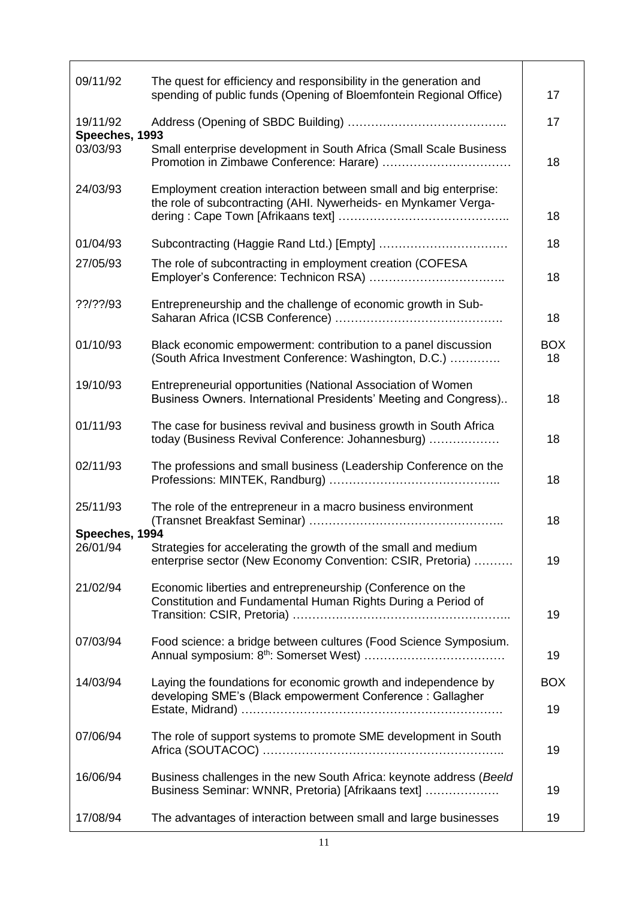| | | |
|---|---|---|
| 09/11/92 | The quest for efficiency and responsibility in the generation and spending of public funds (Opening of Bloemfontein Regional Office) | 17 |
| 19/11/92 | Address (Opening of SBDC Building) ………………………………….. | 17 |
| **Speeches, 1993** | | |
| 03/03/93 | Small enterprise development in South Africa (Small Scale Business Promotion in Zimbawe Conference: Harare) …………………………… | 18 |
| 24/03/93 | Employment creation interaction between small and big enterprise: the role of subcontracting (AHI. Nywerheids- en Mynkamer Vergadering : Cape Town [Afrikaans text] …………………………………….. | 18 |
| 01/04/93 | Subcontracting (Haggie Rand Ltd.) [Empty] …………………………… | 18 |
| 27/05/93 | The role of subcontracting in employment creation (COFESA Employer's Conference: Technicon RSA) …………………………….. | 18 |
| ??/??/93 | Entrepreneurship and the challenge of economic growth in Sub-Saharan Africa (ICSB Conference) ……………………………………. | 18 |
| 01/10/93 | Black economic empowerment: contribution to a panel discussion (South Africa Investment Conference: Washington, D.C.) …………. | BOX 18 |
| 19/10/93 | Entrepreneurial opportunities (National Association of Women Business Owners. International Presidents' Meeting and Congress).. | 18 |
| 01/11/93 | The case for business revival and business growth in South Africa today (Business Revival Conference: Johannesburg) ……………… | 18 |
| 02/11/93 | The professions and small business (Leadership Conference on the Professions: MINTEK, Randburg) …………………………………….. | 18 |
| 25/11/93 | The role of the entrepreneur in a macro business environment (Transnet Breakfast Seminar) ………………………………………….. | 18 |
| **Speeches, 1994** | | |
| 26/01/94 | Strategies for accelerating the growth of the small and medium enterprise sector (New Economy Convention: CSIR, Pretoria) ………. | 19 |
| 21/02/94 | Economic liberties and entrepreneurship (Conference on the Constitution and Fundamental Human Rights During a Period of Transition: CSIR, Pretoria) …………………………………………….. | 19 |
| 07/03/94 | Food science: a bridge between cultures (Food Science Symposium. Annual symposium: 8th: Somerset West) ……………………………… | 19 |
| 14/03/94 | Laying the foundations for economic growth and independence by developing SME's (Black empowerment Conference : Gallagher Estate, Midrand) ………………………………………………………… | BOX 19 |
| 07/06/94 | The role of support systems to promote SME development in South Africa (SOUTACOC) …………………………………………………….. | 19 |
| 16/06/94 | Business challenges in the new South Africa: keynote address (*Beeld* Business Seminar: WNNR, Pretoria) [Afrikaans text] ……………… | 19 |
| 17/08/94 | The advantages of interaction between small and large businesses | 19 |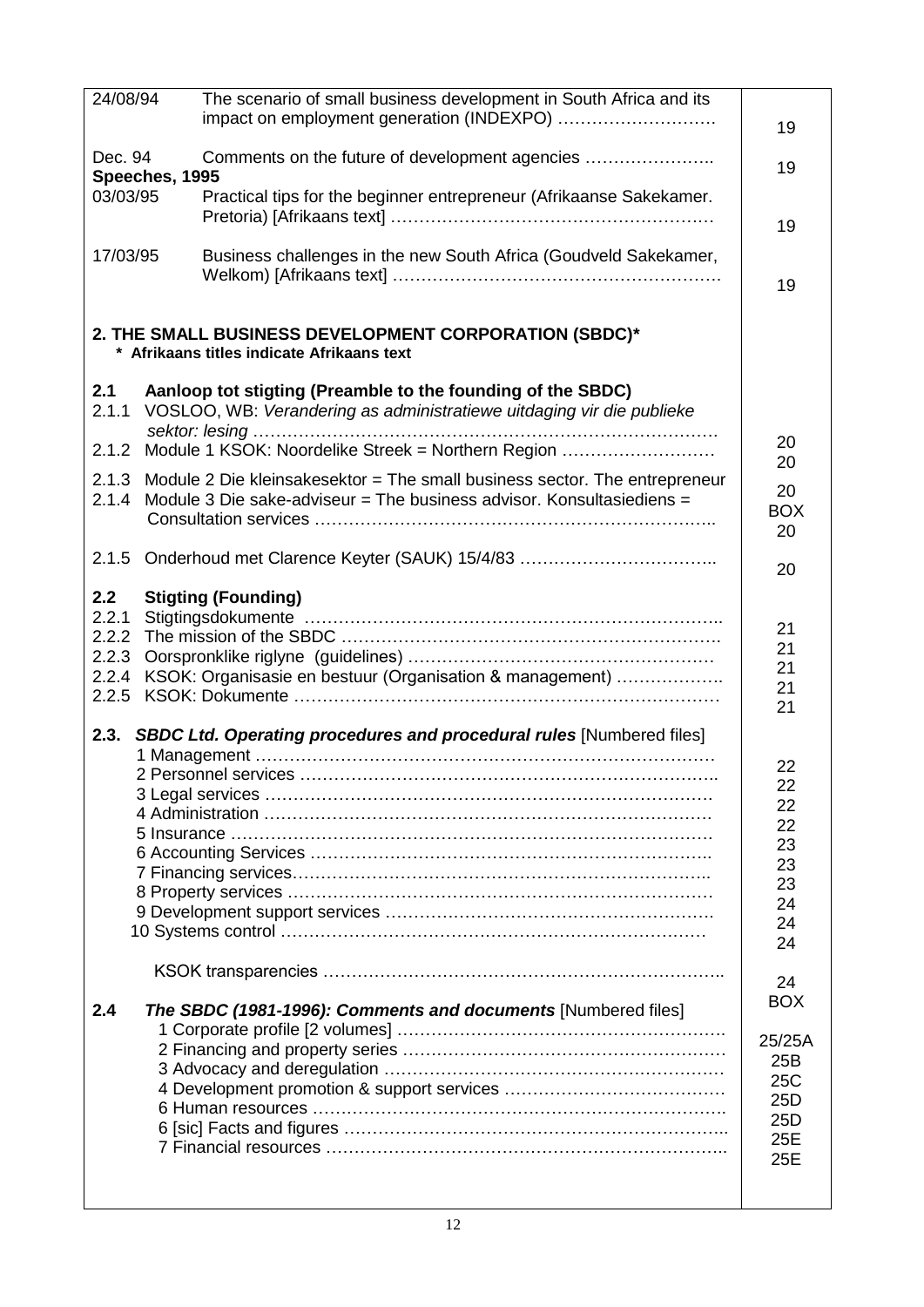| | | |
|---|---|---|
| 24/08/94 | The scenario of small business development in South Africa and its impact on employment generation (INDEXPO) ………………………. | 19 |
| Dec. 94 | Comments on the future of development agencies ………………….. | 19 |
| **Speeches, 1995** | | |
| 03/03/95 | Practical tips for the beginner entrepreneur (Afrikaanse Sakekamer. Pretoria) [Afrikaans text] ………………………………………………. | 19 |
| 17/03/95 | Business challenges in the new South Africa (Goudveld Sakekamer, Welkom) [Afrikaans text] ………………………………………………… | 19 |

**2. THE SMALL BUSINESS DEVELOPMENT CORPORATION (SBDC)***

*** Afrikaans titles indicate Afrikaans text**

| | | |
|---|---|---|
| **2.1** | **Aanloop tot stigting (Preamble to the founding of the SBDC)** | |
| 2.1.1 | VOSLOO, WB: *Verandering as administratiewe uitdaging vir die publieke sektor: lesing* ……………………………………………………………………… | 20 |
| 2.1.2 | Module 1 KSOK: Noordelike Streek = Northern Region ……………………… | 20 |
| 2.1.3 | Module 2 Die kleinsakesektor = The small business sector. The entrepreneur | 20 |
| 2.1.4 | Module 3 Die sake-adviseur = The business advisor. Konsultasiediens = Consultation services ……………………………………………………………. | BOX 20 |
| 2.1.5 | Onderhoud met Clarence Keyter (SAUK) 15/4/83 …………………………….. | 20 |
| **2.2** | **Stigting (Founding)** | |
| 2.2.1 | Stigtingsdokumente ……………………………………………………………….. | 21 |
| 2.2.2 | The mission of the SBDC ………………………………………………………. | 21 |
| 2.2.3 | Oorspronklike riglyne (guidelines) …………………………………………… | 21 |
| 2.2.4 | KSOK: Organisasie en bestuur (Organisation & management) ………………. | 21 |
| 2.2.5 | KSOK: Dokumente ……………………………………………………………… | 21 |
| **2.3.** | ***SBDC Ltd. Operating procedures and procedural rules*** [Numbered files] | |
| | 1 Management ……………………………………………………………………… | 22 |
| | 2 Personnel services ……………………………………………………………….. | 22 |
| | 3 Legal services ……………………………………………………………………. | 22 |
| | 4 Administration …………………………………………………………………… | 22 |
| | 5 Insurance …………………………………………………………………………. | 23 |
| | 6 Accounting Services …………………………………………………………….. | 23 |
| | 7 Financing services……………………………………………………………….. | 23 |
| | 8 Property services ………………………………………………………………… | 24 |
| | 9 Development support services ………………………………………………….. | 24 |
| | 10 Systems control ………………………………………………………………… | 24 |
| | KSOK transparencies ……………………………………………………………. | 24 BOX |
| **2.4** | ***The SBDC (1981-1996): Comments and documents*** [Numbered files] | |
| | 1 Corporate profile [2 volumes] …………………………………………………. | 25/25A |
| | 2 Financing and property series ………………………………………………… | 25B |
| | 3 Advocacy and deregulation …………………………………………………… | 25C |
| | 4 Development promotion & support services …………………………………. | 25D |
| | 6 Human resources ………………………………………………………………. | 25D |
| | 6 [sic] Facts and figures …………………………………………………………. | 25E |
| | 7 Financial resources ……………………………………………………………. | 25E |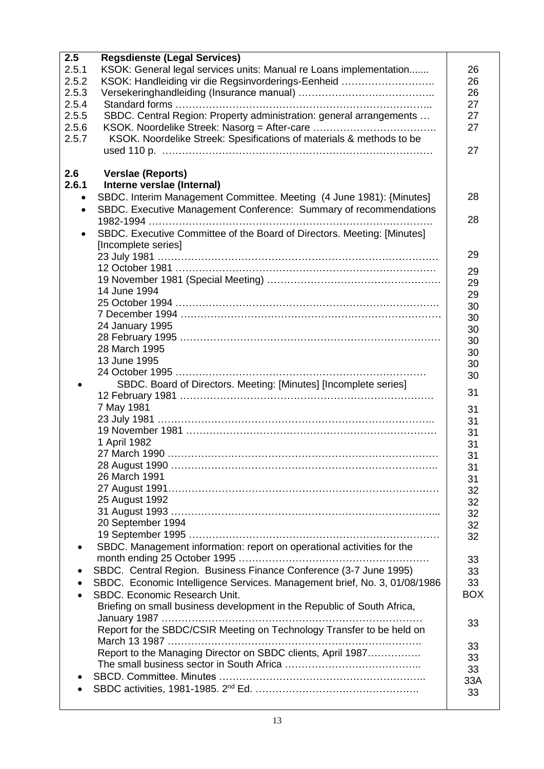| | | |
|---|---|---|
| **2.5** | **Regsdienste (Legal Services)** | |
| 2.5.1 | KSOK: General legal services units: Manual re Loans implementation....... | 26 |
| 2.5.2 | KSOK: Handleiding vir die Regsinvorderings-Eenheid ………………………. | 26 |
| 2.5.3 | Versekeringhandleiding (Insurance manual) ………………………………….. | 26 |
| 2.5.4 | Standard forms …………………………………………………………………. | 27 |
| 2.5.5 | SBDC. Central Region: Property administration: general arrangements … | 27 |
| 2.5.6 | KSOK. Noordelike Streek: Nasorg = After-care ………………………………. | 27 |
| 2.5.7 | KSOK. Noordelike Streek: Spesifications of materials & methods to be used 110 p. ……………………………………………………………………… | 27 |
| | | |
| **2.6** | **Verslae (Reports)** | |
| **2.6.1** | **Interne verslae (Internal)** | |
| • | SBDC. Interim Management Committee. Meeting (4 June 1981): {Minutes] | 28 |
| • | SBDC. Executive Management Conference: Summary of recommendations 1982-1994 ………………………………………………………………………. | 28 |
| • | SBDC. Executive Committee of the Board of Directors. Meeting: [Minutes] [Incomplete series] | |
| | 23 July 1981 ………………………………………………………………………. | 29 |
| | 12 October 1981 …………………………………………………………………… | 29 |
| | 19 November 1981 (Special Meeting) ……………………………………………. | 29 |
| | 14 June 1994 | 29 |
| | 25 October 1994 …………………………………………………………………… | 30 |
| | 7 December 1994 ………………………………………………………………… | 30 |
| | 24 January 1995 | 30 |
| | 28 February 1995 ………………………………………………………………… | 30 |
| | 28 March 1995 | 30 |
| | 13 June 1995 | 30 |
| | 24 October 1995 ………………………………………………………………… | 30 |
| • | SBDC. Board of Directors. Meeting: [Minutes] [Incomplete series] | |
| | 12 February 1981 ………………………………………………………………. | 31 |
| | 7 May 1981 | 31 |
| | 23 July 1981 …………………………………………………………………….. | 31 |
| | 19 November 1981 ……………………………………………………………… | 31 |
| | 1 April 1982 | 31 |
| | 27 March 1990 …………………………………………………………………… | 31 |
| | 28 August 1990 ………………………………………………………………….. | 31 |
| | 26 March 1991 | 31 |
| | 27 August 1991…………………………………………………………………… | 32 |
| | 25 August 1992 | 32 |
| | 31 August 1993 ………………………………………………………………….. | 32 |
| | 20 September 1994 | 32 |
| | 19 September 1995 ……………………………………………………………… | 32 |
| • | SBDC. Management information: report on operational activities for the month ending 25 October 1995 ………………………………………………… | 33 |
| • | SBDC. Central Region. Business Finance Conference (3-7 June 1995) | 33 |
| • | SBDC. Economic Intelligence Services. Management brief, No. 3, 01/08/1986 | 33 |
| • | SBDC. Economic Research Unit. | BOX |
| | Briefing on small business development in the Republic of South Africa, January 1987 ……………………………………………………………………… | 33 |
| | Report for the SBDC/CSIR Meeting on Technology Transfer to be held on March 13 1987 ………………………………………………………………………. | 33 |
| | Report to the Managing Director on SBDC clients, April 1987……………. | 33 |
| | The small business sector in South Africa ………………………………….. | 33 |
| • | SBCD. Committee. Minutes ………………………………………………………. | 33A |
| • | SBDC activities, 1981-1985. 2nd Ed. …………………………………………. | 33 |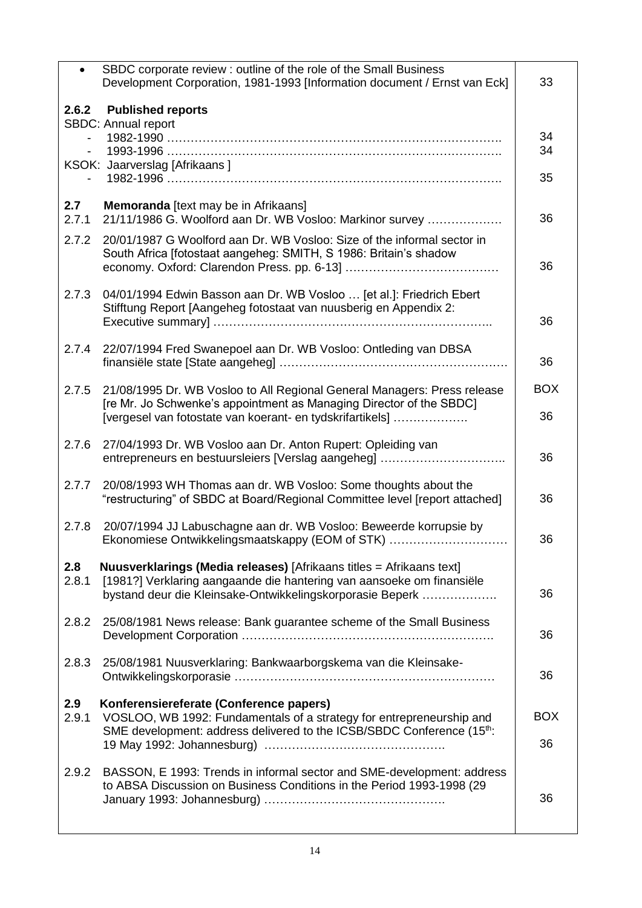| | |
|---|---|
| • SBDC corporate review : outline of the role of the Small Business Development Corporation, 1981-1993 [Information document / Ernst van Eck] | 33 |
| **2.6.2 Published reports** | |
| SBDC: Annual report | |
| - 1982-1990 ………………………………………………………………………… | 34 |
| - 1993-1996 ………………………………………………………………………… | 34 |
| KSOK: Jaarverslag [Afrikaans ] | |
| - 1982-1996 ………………………………………………………………………… | 35 |
| **2.7 Memoranda** [text may be in Afrikaans] | |
| 2.7.1 21/11/1986 G. Woolford aan Dr. WB Vosloo: Markinor survey ………………. | 36 |
| 2.7.2 20/01/1987 G Woolford aan Dr. WB Vosloo: Size of the informal sector in South Africa [fotostaat aangeheg: SMITH, S 1986: Britain's shadow economy. Oxford: Clarendon Press. pp. 6-13] ………………………………… | 36 |
| 2.7.3 04/01/1994 Edwin Basson aan Dr. WB Vosloo … [et al.]: Friedrich Ebert Stifftung Report [Aangeheg fotostaat van nuusberig en Appendix 2: Executive summary] …………………………………………………………….. | 36 |
| 2.7.4 22/07/1994 Fred Swanepoel aan Dr. WB Vosloo: Ontleding van DBSA finansiële state [State aangeheg] ………………………………………………… | 36 |
| 2.7.5 21/08/1995 Dr. WB Vosloo to All Regional General Managers: Press release [re Mr. Jo Schwenke's appointment as Managing Director of the SBDC] [vergesel van fotostate van koerant- en tydskrifartikels] ………………. | BOX 36 |
| 2.7.6 27/04/1993 Dr. WB Vosloo aan Dr. Anton Rupert: Opleiding van entrepreneurs en bestuursleiers [Verslag aangeheg] ………………………….. | 36 |
| 2.7.7 20/08/1993 WH Thomas aan dr. WB Vosloo: Some thoughts about the "restructuring" of SBDC at Board/Regional Committee level [report attached] | 36 |
| 2.7.8 20/07/1994 JJ Labuschagne aan dr. WB Vosloo: Beweerde korrupsie by Ekonomiese Ontwikkelingsmaatskappy (EOM of STK) ………………………… | 36 |
| **2.8 Nuusverklarings (Media releases)** [Afrikaans titles = Afrikaans text] | |
| 2.8.1 [1981?] Verklaring aangaande die hantering van aansoeke om finansiële bystand deur die Kleinsake-Ontwikkelingskorporasie Beperk ………………. | 36 |
| 2.8.2 25/08/1981 News release: Bank guarantee scheme of the Small Business Development Corporation ………………………………………………………. | 36 |
| 2.8.3 25/08/1981 Nuusverklaring: Bankwaarborgskema van die Kleinsake-Ontwikkelingskorporasie ………………………………………………………… | 36 |
| **2.9 Konferensiereferate (Conference papers)** | |
| 2.9.1 VOSLOO, WB 1992: Fundamentals of a strategy for entrepreneurship and SME development: address delivered to the ICSB/SBDC Conference (15th: 19 May 1992: Johannesburg) ………………………………………. | BOX 36 |
| 2.9.2 BASSON, E 1993: Trends in informal sector and SME-development: address to ABSA Discussion on Business Conditions in the Period 1993-1998 (29 January 1993: Johannesburg) ………………………………………. | 36 |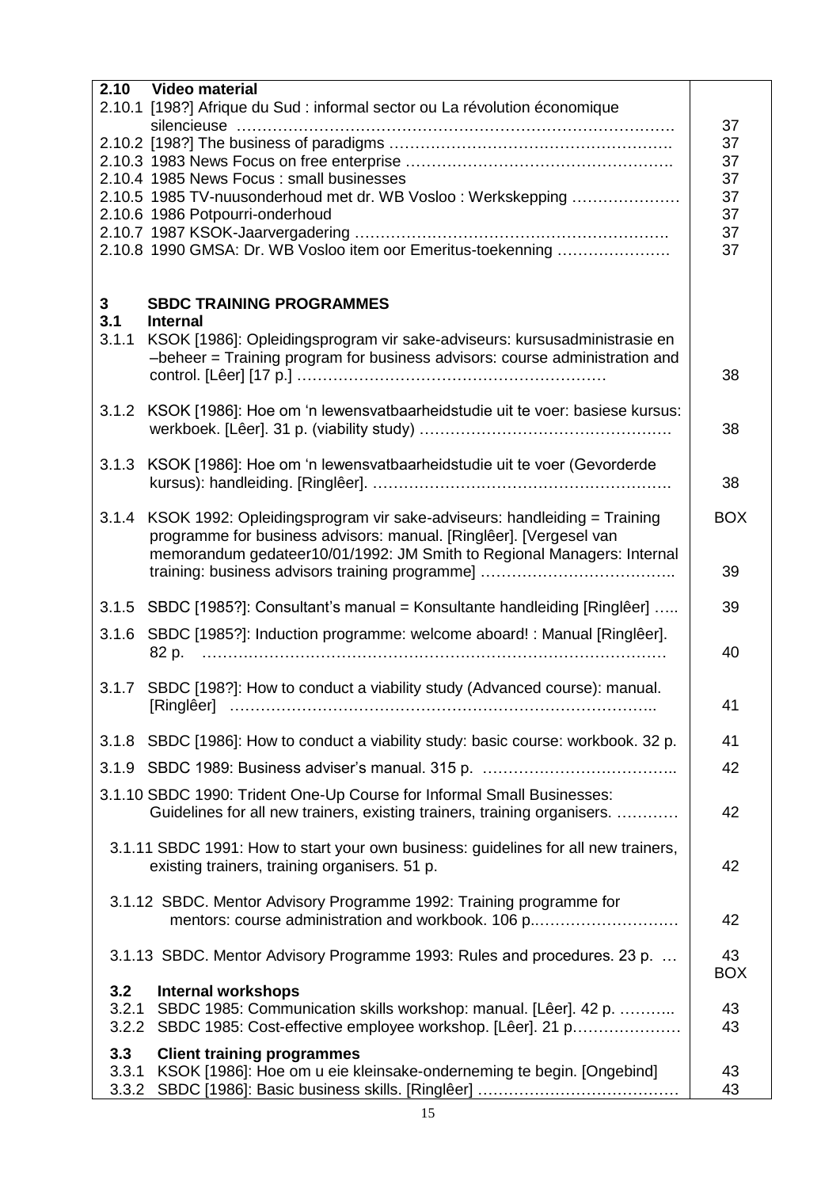| | |
|---|---|
| **2.10 Video material** | |
| 2.10.1 [198?] Afrique du Sud : informal sector ou La révolution économique silencieuse ………………………………………………………………………… | 37 |
| 2.10.2 [198?] The business of paradigms ………………………………………………. | 37 |
| 2.10.3 1983 News Focus on free enterprise …………………………………………. | 37 |
| 2.10.4 1985 News Focus : small businesses | 37 |
| 2.10.5 1985 TV-nuusonderhoud met dr. WB Vosloo : Werkskepping ………………… | 37 |
| 2.10.6 1986 Potpourri-onderhoud | 37 |
| 2.10.7 1987 KSOK-Jaarvergadering ……………………………………………………. | 37 |
| 2.10.8 1990 GMSA: Dr. WB Vosloo item oor Emeritus-toekenning …………………. | 37 |
| **3 SBDC TRAINING PROGRAMMES** | |
| **3.1 Internal** | |
| 3.1.1 KSOK [1986]: Opleidingsprogram vir sake-adviseurs: kursusadministrasie en –beheer = Training program for business advisors: course administration and control. [Lêer] [17 p.] …………………………………………………… | 38 |
| 3.1.2 KSOK [1986]: Hoe om 'n lewensvatbaarheidstudie uit te voer: basiese kursus: werkboek. [Lêer]. 31 p. (viability study) ………………………………………… | 38 |
| 3.1.3 KSOK [1986]: Hoe om 'n lewensvatbaarheidstudie uit te voer (Gevorderde kursus): handleiding. [Ringlêer]. …………………………………………………. | 38 |
| 3.1.4 KSOK 1992: Opleidingsprogram vir sake-adviseurs: handleiding = Training programme for business advisors: manual. [Ringlêer]. [Vergesel van memorandum gedateer10/01/1992: JM Smith to Regional Managers: Internal training: business advisors training programme] ……………………………….. | BOX 39 |
| 3.1.5 SBDC [1985?]: Consultant's manual = Konsultante handleiding [Ringlêer] ….. | 39 |
| 3.1.6 SBDC [1985?]: Induction programme: welcome aboard! : Manual [Ringlêer]. 82 p. ………………………………………………………………………… | 40 |
| 3.1.7 SBDC [198?]: How to conduct a viability study (Advanced course): manual. [Ringlêer] …………………………………………………………………….. | 41 |
| 3.1.8 SBDC [1986]: How to conduct a viability study: basic course: workbook. 32 p. | 41 |
| 3.1.9 SBDC 1989: Business adviser's manual. 315 p. ……………………………….. | 42 |
| 3.1.10 SBDC 1990: Trident One-Up Course for Informal Small Businesses: Guidelines for all new trainers, existing trainers, training organisers. ………… | 42 |
| 3.1.11 SBDC 1991: How to start your own business: guidelines for all new trainers, existing trainers, training organisers. 51 p. | 42 |
| 3.1.12 SBDC. Mentor Advisory Programme 1992: Training programme for mentors: course administration and workbook. 106 p.………………………. | 42 |
| 3.1.13 SBDC. Mentor Advisory Programme 1993: Rules and procedures. 23 p. … | 43 BOX |
| **3.2 Internal workshops** | |
| 3.2.1 SBDC 1985: Communication skills workshop: manual. [Lêer]. 42 p. ……….. | 43 |
| 3.2.2 SBDC 1985: Cost-effective employee workshop. [Lêer]. 21 p………………… | 43 |
| **3.3 Client training programmes** | |
| 3.3.1 KSOK [1986]: Hoe om u eie kleinsake-onderneming te begin. [Ongebind] | 43 |
| 3.3.2 SBDC [1986]: Basic business skills. [Ringlêer] ………………………………… | 43 |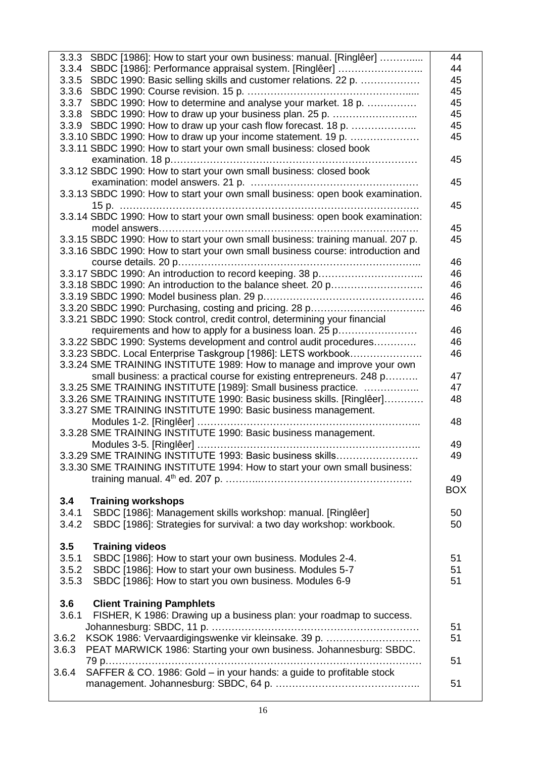| | |
|---|---|
| 3.3.3 SBDC [1986]: How to start your own business: manual. [Ringlêer] ………..... | 44 |
| 3.3.4 SBDC [1986]: Performance appraisal system. [Ringlêer] …………………….. | 44 |
| 3.3.5 SBDC 1990: Basic selling skills and customer relations. 22 p. ……………… | 45 |
| 3.3.6 SBDC 1990: Course revision. 15 p. …………………………………………..... | 45 |
| 3.3.7 SBDC 1990: How to determine and analyse your market. 18 p. …………… | 45 |
| 3.3.8 SBDC 1990: How to draw up your business plan. 25 p. …………………….. | 45 |
| 3.3.9 SBDC 1990: How to draw up your cash flow forecast. 18 p. ……………….. | 45 |
| 3.3.10 SBDC 1990: How to draw up your income statement. 19 p. ………………… | 45 |
| 3.3.11 SBDC 1990: How to start your own small business: closed book examination. 18 p………………………………………………………………… | 45 |
| 3.3.12 SBDC 1990: How to start your own small business: closed book examination: model answers. 21 p. …………………………………………… | 45 |
| 3.3.13 SBDC 1990: How to start your own small business: open book examination. 15 p. ……………………………………………………………………………. | 45 |
| 3.3.14 SBDC 1990: How to start your own small business: open book examination: model answers………………………………………………………………. | 45 |
| 3.3.15 SBDC 1990: How to start your own small business: training manual. 207 p. | 45 |
| 3.3.16 SBDC 1990: How to start your own small business course: introduction and course details. 20 p……………………………………………………………….. | 46 |
| 3.3.17 SBDC 1990: An introduction to record keeping. 38 p………………………….. | 46 |
| 3.3.18 SBDC 1990: An introduction to the balance sheet. 20 p………………………. | 46 |
| 3.3.19 SBDC 1990: Model business plan. 29 p…………………………………………. | 46 |
| 3.3.20 SBDC 1990: Purchasing, costing and pricing. 28 p…………………………….. | 46 |
| 3.3.21 SBDC 1990: Stock control, credit control, determining your financial requirements and how to apply for a business loan. 25 p…………………… | 46 |
| 3.3.22 SBDC 1990: Systems development and control audit procedures…………. | 46 |
| 3.3.23 SBDC. Local Enterprise Taskgroup [1986]: LETS workbook…………………. | 46 |
| 3.3.24 SME TRAINING INSTITUTE 1989: How to manage and improve your own small business: a practical course for existing entrepreneurs. 248 p………. | 47 |
| 3.3.25 SME TRAINING INSTITUTE [1989]: Small business practice. …………….. | 47 |
| 3.3.26 SME TRAINING INSTITUTE 1990: Basic business skills. [Ringlêer]………… | 48 |
| 3.3.27 SME TRAINING INSTITUTE 1990: Basic business management. Modules 1-2. [Ringlêer] ………………………………………………………….. | 48 |
| 3.3.28 SME TRAINING INSTITUTE 1990: Basic business management. Modules 3-5. [Ringlêer] ………………………………………………………….. | 49 |
| 3.3.29 SME TRAINING INSTITUTE 1993: Basic business skills……………………. | 49 |
| 3.3.30 SME TRAINING INSTITUTE 1994: How to start your own small business: training manual. 4th ed. 207 p. ………..………………………………………. | 49 |
| | BOX |
| **3.4 Training workshops** | |
| 3.4.1 SBDC [1986]: Management skills workshop: manual. [Ringlêer] | 50 |
| 3.4.2 SBDC [1986]: Strategies for survival: a two day workshop: workbook. | 50 |
| **3.5 Training videos** | |
| 3.5.1 SBDC [1986]: How to start your own business. Modules 2-4. | 51 |
| 3.5.2 SBDC [1986]: How to start your own business. Modules 5-7 | 51 |
| 3.5.3 SBDC [1986]: How to start you own business. Modules 6-9 | 51 |
| **3.6 Client Training Pamphlets** | |
| 3.6.1 FISHER, K 1986: Drawing up a business plan: your roadmap to success. Johannesburg: SBDC, 11 p. ……………………………………………………… | 51 |
| 3.6.2 KSOK 1986: Vervaardigingswenke vir kleinsake. 39 p. ……………………….. | 51 |
| 3.6.3 PEAT MARWICK 1986: Starting your own business. Johannesburg: SBDC. 79 p………………………………………………………………………………… | 51 |
| 3.6.4 SAFFER & CO. 1986: Gold – in your hands: a guide to profitable stock management. Johannesburg: SBDC, 64 p. …………………………………….. | 51 |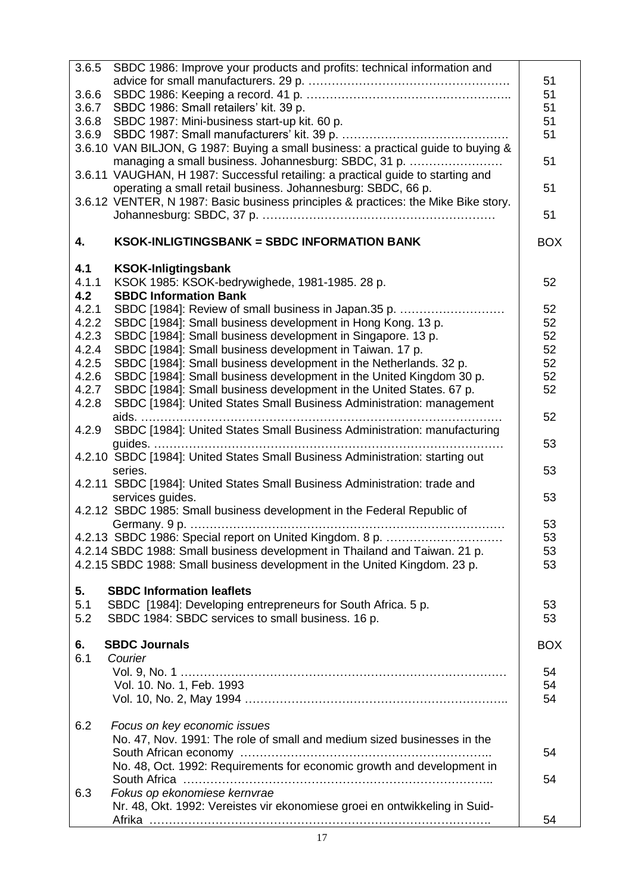| | |
|---|---|
| 3.6.5 SBDC 1986: Improve your products and profits: technical information and advice for small manufacturers. 29 p. ……………………………………………… | 51 |
| 3.6.6 SBDC 1986: Keeping a record. 41 p. …………………………………………….. | 51 |
| 3.6.7 SBDC 1986: Small retailers' kit. 39 p. | 51 |
| 3.6.8 SBDC 1987: Mini-business start-up kit. 60 p. | 51 |
| 3.6.9 SBDC 1987: Small manufacturers' kit. 39 p. ……………………………………. | 51 |
| 3.6.10 VAN BILJON, G 1987: Buying a small business: a practical guide to buying & managing a small business. Johannesburg: SBDC, 31 p. …………………… | 51 |
| 3.6.11 VAUGHAN, H 1987: Successful retailing: a practical guide to starting and operating a small retail business. Johannesburg: SBDC, 66 p. | 51 |
| 3.6.12 VENTER, N 1987: Basic business principles & practices: the Mike Bike story. Johannesburg: SBDC, 37 p. …………………………………………………… | 51 |
| **4. KSOK-INLIGTINGSBANK = SBDC INFORMATION BANK** | BOX |
| **4.1 KSOK-Inligtingsbank** | |
| 4.1.1 KSOK 1985: KSOK-bedrywighede, 1981-1985. 28 p. | 52 |
| **4.2 SBDC Information Bank** | |
| 4.2.1 SBDC [1984]: Review of small business in Japan.35 p. ……………………… | 52 |
| 4.2.2 SBDC [1984]: Small business development in Hong Kong. 13 p. | 52 |
| 4.2.3 SBDC [1984]: Small business development in Singapore. 13 p. | 52 |
| 4.2.4 SBDC [1984]: Small business development in Taiwan. 17 p. | 52 |
| 4.2.5 SBDC [1984]: Small business development in the Netherlands. 32 p. | 52 |
| 4.2.6 SBDC [1984]: Small business development in the United Kingdom 30 p. | 52 |
| 4.2.7 SBDC [1984]: Small business development in the United States. 67 p. | 52 |
| 4.2.8 SBDC [1984]: United States Small Business Administration: management aids. …………………………………………………………………………………… | 52 |
| 4.2.9 SBDC [1984]: United States Small Business Administration: manufacturing guides. ……………………………………………………………………………… | 53 |
| 4.2.10 SBDC [1984]: United States Small Business Administration: starting out series. | 53 |
| 4.2.11 SBDC [1984]: United States Small Business Administration: trade and services guides. | 53 |
| 4.2.12 SBDC 1985: Small business development in the Federal Republic of Germany. 9 p. ……………………………………………………………………… | 53 |
| 4.2.13 SBDC 1986: Special report on United Kingdom. 8 p. ………………………… | 53 |
| 4.2.14 SBDC 1988: Small business development in Thailand and Taiwan. 21 p. | 53 |
| 4.2.15 SBDC 1988: Small business development in the United Kingdom. 23 p. | 53 |
| **5. SBDC Information leaflets** | |
| 5.1 SBDC [1984]: Developing entrepreneurs for South Africa. 5 p. | 53 |
| 5.2 SBDC 1984: SBDC services to small business. 16 p. | 53 |
| **6. SBDC Journals** | BOX |
| 6.1 *Courier* | |
| Vol. 9, No. 1 ………………………………………………………………………… | 54 |
| Vol. 10. No. 1, Feb. 1993 | 54 |
| Vol. 10, No. 2, May 1994 ………………………………………………………….. | 54 |
| 6.2 *Focus on key economic issues* | |
| No. 47, Nov. 1991: The role of small and medium sized businesses in the South African economy ……………………………………………………….. | 54 |
| No. 48, Oct. 1992: Requirements for economic growth and development in South Africa ……………………………………………………………………….. | 54 |
| 6.3 *Fokus op ekonomiese kernvrae* | |
| Nr. 48, Okt. 1992: Vereistes vir ekonomiese groei en ontwikkeling in Suid-Afrika ……………………………………………………………………………. | 54 |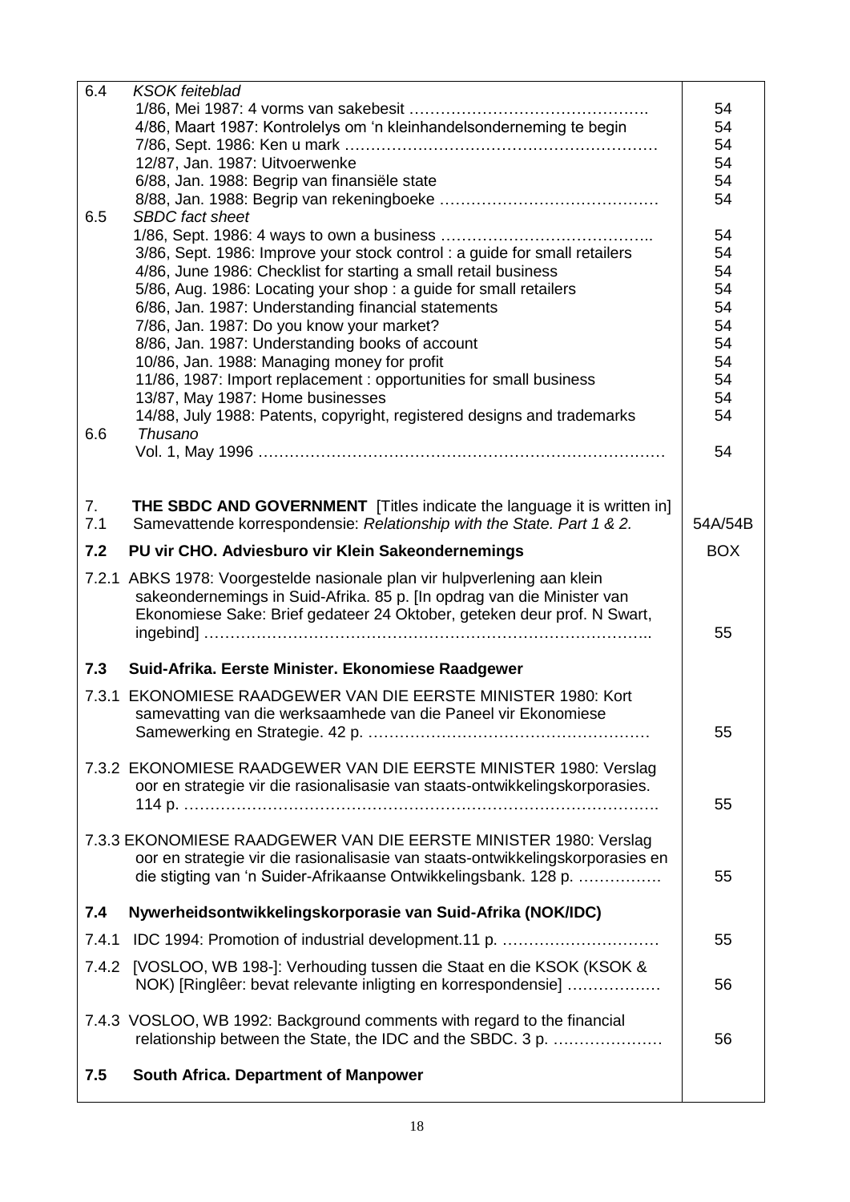| | | |
|---|---|---|
| 6.4 | *KSOK feiteblad*<br>1/86, Mei 1987: 4 vorms van sakebesit ……………………………………….<br>4/86, Maart 1987: Kontrolelys om 'n kleinhandelsonderneming te begin<br>7/86, Sept. 1986: Ken u mark ……………………………………………………<br>12/87, Jan. 1987: Uitvoerwenke<br>6/88, Jan. 1988: Begrip van finansiële state<br>8/88, Jan. 1988: Begrip van rekeningboeke …………………………………… | 54<br>54<br>54<br>54<br>54<br>54 |
| 6.5 | *SBDC fact sheet*<br>1/86, Sept. 1986: 4 ways to own a business …………………………………..<br>3/86, Sept. 1986: Improve your stock control : a guide for small retailers<br>4/86, June 1986: Checklist for starting a small retail business<br>5/86, Aug. 1986: Locating your shop : a guide for small retailers<br>6/86, Jan. 1987: Understanding financial statements<br>7/86, Jan. 1987: Do you know your market?<br>8/86, Jan. 1987: Understanding books of account<br>10/86, Jan. 1988: Managing money for profit<br>11/86, 1987: Import replacement : opportunities for small business<br>13/87, May 1987: Home businesses<br>14/88, July 1988: Patents, copyright, registered designs and trademarks | 54<br>54<br>54<br>54<br>54<br>54<br>54<br>54<br>54<br>54<br>54 |
| 6.6 | *Thusano*<br>Vol. 1, May 1996 ……………………………………………………………………… | 54 |
| 7.<br>7.1 | **THE SBDC AND GOVERNMENT** [Titles indicate the language it is written in]<br>Samevattende korrespondensie: *Relationship with the State. Part 1 & 2.* | 54A/54B |
| **7.2** | **PU vir CHO. Adviesburo vir Klein Sakeondernemings** | BOX |
| 7.2.1 | ABKS 1978: Voorgestelde nasionale plan vir hulpverlening aan klein sakeondernemings in Suid-Afrika. 85 p. [In opdrag van die Minister van Ekonomiese Sake: Brief gedateer 24 Oktober, geteken deur prof. N Swart, ingebind] ………………………………………………………………………….. | 55 |
| **7.3** | **Suid-Afrika. Eerste Minister. Ekonomiese Raadgewer** | |
| 7.3.1 | EKONOMIESE RAADGEWER VAN DIE EERSTE MINISTER 1980: Kort samevatting van die werksaamhede van die Paneel vir Ekonomiese Samewerking en Strategie. 42 p. ……………………………………………… | 55 |
| 7.3.2 | EKONOMIESE RAADGEWER VAN DIE EERSTE MINISTER 1980: Verslag oor en strategie vir die rasionalisasie van staats-ontwikkelingskorporasies. 114 p. ……………………………………………………………………………. | 55 |
| 7.3.3 | EKONOMIESE RAADGEWER VAN DIE EERSTE MINISTER 1980: Verslag oor en strategie vir die rasionalisasie van staats-ontwikkelingskorporasies en die stigting van 'n Suider-Afrikaanse Ontwikkelingsbank. 128 p. ……………. | 55 |
| **7.4** | **Nywerheidsontwikkelingskorporasie van Suid-Afrika (NOK/IDC)** | |
| 7.4.1 | IDC 1994: Promotion of industrial development.11 p. ………………………… | 55 |
| 7.4.2 | [VOSLOO, WB 198-]: Verhouding tussen die Staat en die KSOK (KSOK & NOK) [Ringlêer: bevat relevante inligting en korrespondensie] ……………… | 56 |
| 7.4.3 | VOSLOO, WB 1992: Background comments with regard to the financial relationship between the State, the IDC and the SBDC. 3 p. ………………… | 56 |
| **7.5** | **South Africa. Department of Manpower** | |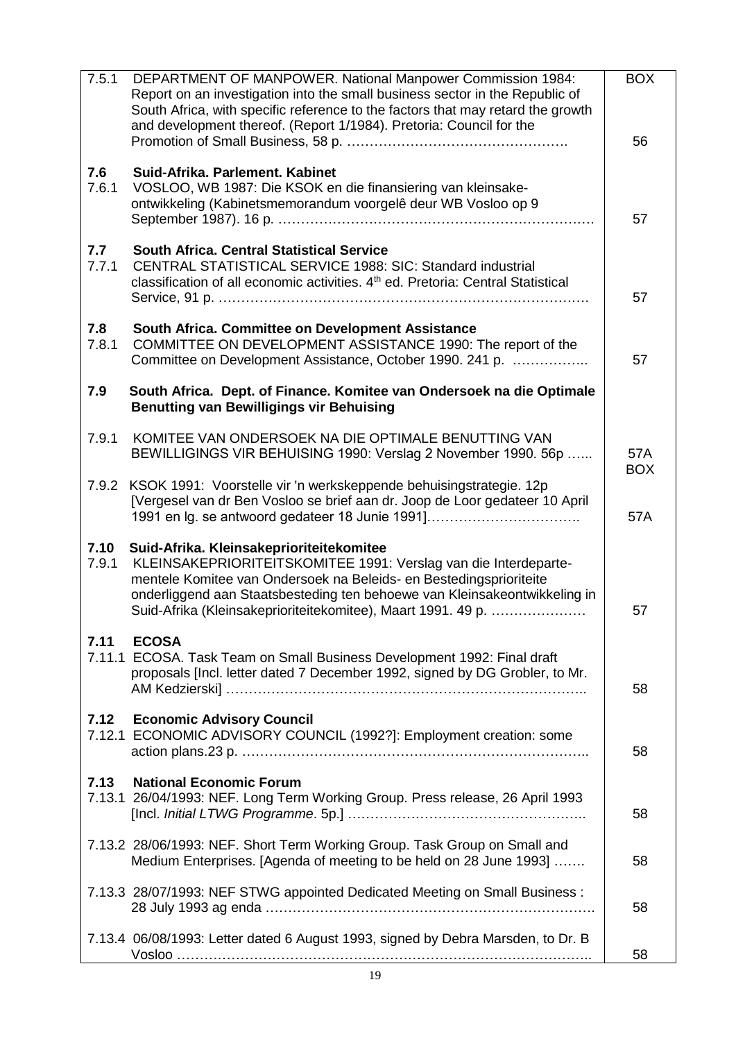| | | |
|---|---|---|
| 7.5.1 | DEPARTMENT OF MANPOWER. National Manpower Commission 1984: Report on an investigation into the small business sector in the Republic of South Africa, with specific reference to the factors that may retard the growth and development thereof. (Report 1/1984). Pretoria: Council for the Promotion of Small Business, 58 p. …………………………………………. | BOX 56 |
| **7.6** | **Suid-Afrika. Parlement. Kabinet** | |
| 7.6.1 | VOSLOO, WB 1987: Die KSOK en die finansiering van kleinsake-ontwikkeling (Kabinetsmemorandum voorgelê deur WB Vosloo op 9 September 1987). 16 p. ……………………………………………………………… | 57 |
| **7.7** | **South Africa. Central Statistical Service** | |
| 7.7.1 | CENTRAL STATISTICAL SERVICE 1988: SIC: Standard industrial classification of all economic activities. 4th ed. Pretoria: Central Statistical Service, 91 p. ……………………………………………………………………… | 57 |
| **7.8** | **South Africa. Committee on Development Assistance** | |
| 7.8.1 | COMMITTEE ON DEVELOPMENT ASSISTANCE 1990: The report of the Committee on Development Assistance, October 1990. 241 p. …………….. | 57 |
| **7.9** | **South Africa. Dept. of Finance. Komitee van Ondersoek na die Optimale Benutting van Bewilligings vir Behuising** | |
| 7.9.1 | KOMITEE VAN ONDERSOEK NA DIE OPTIMALE BENUTTING VAN BEWILLIGINGS VIR BEHUISING 1990: Verslag 2 November 1990. 56p …... | 57A BOX |
| 7.9.2 | KSOK 1991: Voorstelle vir 'n werkskeppende behuisingstrategie. 12p [Vergesel van dr Ben Vosloo se brief aan dr. Joop de Loor gedateer 10 April 1991 en lg. se antwoord gedateer 18 Junie 1991]……………………………. | 57A |
| **7.10** | **Suid-Afrika. Kleinsakeprioriteitekomitee** | |
| 7.9.1 | KLEINSAKEPRIORITEITSKOMITEE 1991: Verslag van die Interdepartementele Komitee van Ondersoek na Beleids- en Bestedingsprioriteite onderliggend aan Staatsbesteding ten behoewe van Kleinsakeontwikkeling in Suid-Afrika (Kleinsakeprioriteitekomitee), Maart 1991. 49 p. ………………… | 57 |
| **7.11** | **ECOSA** | |
| 7.11.1 | ECOSA. Task Team on Small Business Development 1992: Final draft proposals [Incl. letter dated 7 December 1992, signed by DG Grobler, to Mr. AM Kedzierski] ………………………………………………………………….. | 58 |
| **7.12** | **Economic Advisory Council** | |
| 7.12.1 | ECONOMIC ADVISORY COUNCIL (1992?]: Employment creation: some action plans.23 p. ………………………………………………………………….. | 58 |
| **7.13** | **National Economic Forum** | |
| 7.13.1 | 26/04/1993: NEF. Long Term Working Group. Press release, 26 April 1993 [Incl. *Initial LTWG Programme*. 5p.] …………………………………………….. | 58 |
| 7.13.2 | 28/06/1993: NEF. Short Term Working Group. Task Group on Small and Medium Enterprises. [Agenda of meeting to be held on 28 June 1993] ……. | 58 |
| 7.13.3 | 28/07/1993: NEF STWG appointed Dedicated Meeting on Small Business : 28 July 1993 ag enda ……………………………………………………………. | 58 |
| 7.13.4 | 06/08/1993: Letter dated 6 August 1993, signed by Debra Marsden, to Dr. B Vosloo ……………………………………………………………………………. | 58 |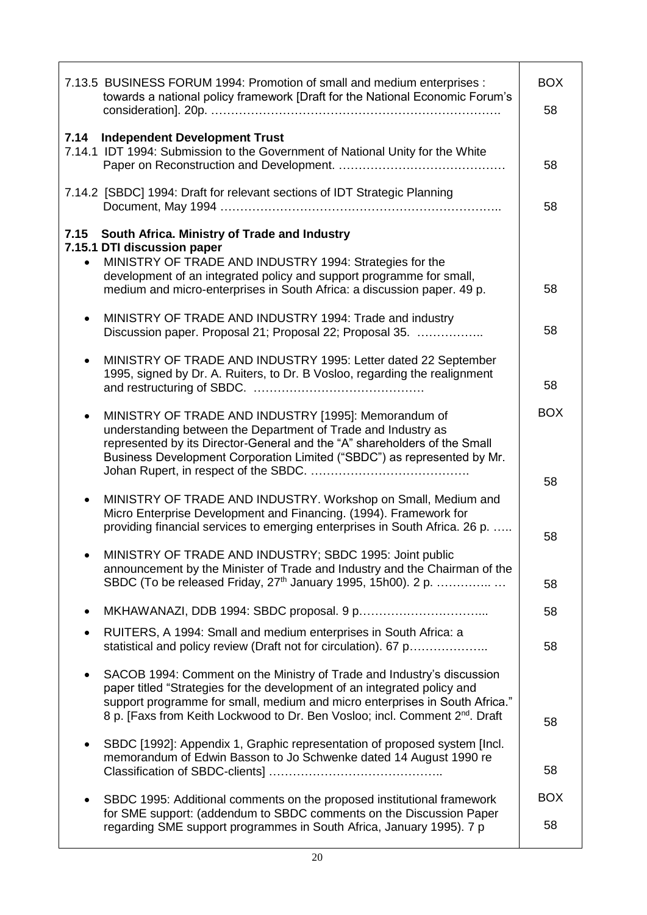| | |
|---|---|
| 7.13.5 BUSINESS FORUM 1994: Promotion of small and medium enterprises : towards a national policy framework [Draft for the National Economic Forum's consideration]. 20p. ………………………………………………………………. | BOX 58 |
| **7.14 Independent Development Trust** | |
| 7.14.1 IDT 1994: Submission to the Government of National Unity for the White Paper on Reconstruction and Development. …………………………………… | 58 |
| 7.14.2 [SBDC] 1994: Draft for relevant sections of IDT Strategic Planning Document, May 1994 …………………………………………………………….. | 58 |
| **7.15 South Africa. Ministry of Trade and Industry** | |
| **7.15.1 DTI discussion paper** | |
| • MINISTRY OF TRADE AND INDUSTRY 1994: Strategies for the development of an integrated policy and support programme for small, medium and micro-enterprises in South Africa: a discussion paper. 49 p. | 58 |
| • MINISTRY OF TRADE AND INDUSTRY 1994: Trade and industry Discussion paper. Proposal 21; Proposal 22; Proposal 35. …………….. | 58 |
| • MINISTRY OF TRADE AND INDUSTRY 1995: Letter dated 22 September 1995, signed by Dr. A. Ruiters, to Dr. B Vosloo, regarding the realignment and restructuring of SBDC. ……………………………………. | 58 |
| • MINISTRY OF TRADE AND INDUSTRY [1995]: Memorandum of understanding between the Department of Trade and Industry as represented by its Director-General and the "A" shareholders of the Small Business Development Corporation Limited ("SBDC") as represented by Mr. Johan Rupert, in respect of the SBDC. …………………………………. | BOX 58 |
| • MINISTRY OF TRADE AND INDUSTRY. Workshop on Small, Medium and Micro Enterprise Development and Financing. (1994). Framework for providing financial services to emerging enterprises in South Africa. 26 p. ….. | 58 |
| • MINISTRY OF TRADE AND INDUSTRY; SBDC 1995: Joint public announcement by the Minister of Trade and Industry and the Chairman of the SBDC (To be released Friday, 27th January 1995, 15h00). 2 p. ………….. … | 58 |
| • MKHAWANAZI, DDB 1994: SBDC proposal. 9 p…………………………... | 58 |
| • RUITERS, A 1994: Small and medium enterprises in South Africa: a statistical and policy review (Draft not for circulation). 67 p……………….. | 58 |
| • SACOB 1994: Comment on the Ministry of Trade and Industry's discussion paper titled "Strategies for the development of an integrated policy and support programme for small, medium and micro enterprises in South Africa." 8 p. [Faxs from Keith Lockwood to Dr. Ben Vosloo; incl. Comment 2nd. Draft | 58 |
| • SBDC [1992]: Appendix 1, Graphic representation of proposed system [Incl. memorandum of Edwin Basson to Jo Schwenke dated 14 August 1990 re Classification of SBDC-clients] …………………………………….. | 58 |
| • SBDC 1995: Additional comments on the proposed institutional framework for SME support: (addendum to SBDC comments on the Discussion Paper regarding SME support programmes in South Africa, January 1995). 7 p | BOX 58 |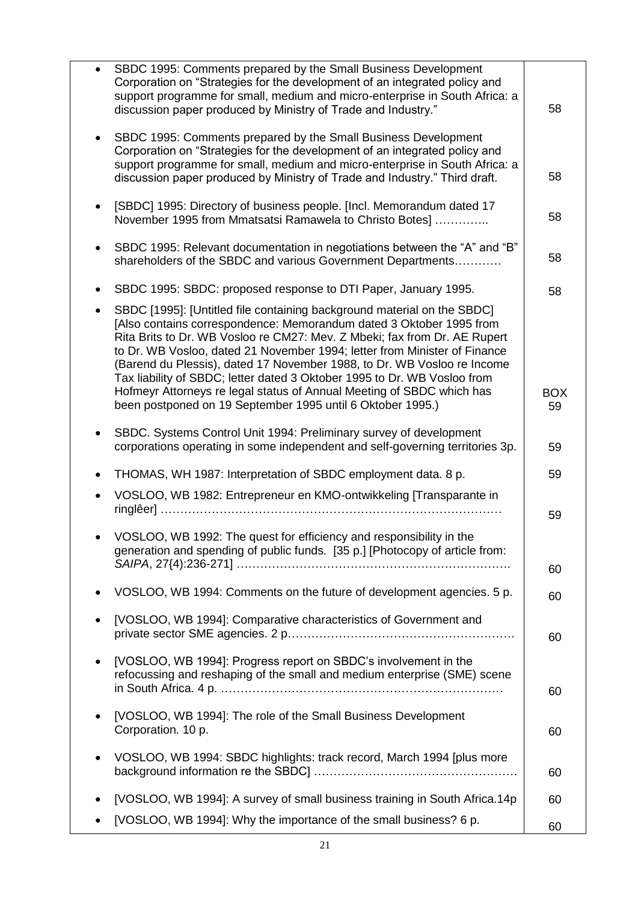| | |
|---|---|
| • SBDC 1995: Comments prepared by the Small Business Development Corporation on "Strategies for the development of an integrated policy and support programme for small, medium and micro-enterprise in South Africa: a discussion paper produced by Ministry of Trade and Industry." | 58 |
| • SBDC 1995: Comments prepared by the Small Business Development Corporation on "Strategies for the development of an integrated policy and support programme for small, medium and micro-enterprise in South Africa: a discussion paper produced by Ministry of Trade and Industry." Third draft. | 58 |
| • [SBDC] 1995: Directory of business people. [Incl. Memorandum dated 17 November 1995 from Mmatsatsi Ramawela to Christo Botes] ………….. | 58 |
| • SBDC 1995: Relevant documentation in negotiations between the "A" and "B" shareholders of the SBDC and various Government Departments………… | 58 |
| • SBDC 1995: SBDC: proposed response to DTI Paper, January 1995. | 58 |
| • SBDC [1995]: [Untitled file containing background material on the SBDC] [Also contains correspondence: Memorandum dated 3 Oktober 1995 from Rita Brits to Dr. WB Vosloo re CM27: Mev. Z Mbeki; fax from Dr. AE Rupert to Dr. WB Vosloo, dated 21 November 1994; letter from Minister of Finance (Barend du Plessis), dated 17 November 1988, to Dr. WB Vosloo re Income Tax liability of SBDC; letter dated 3 Oktober 1995 to Dr. WB Vosloo from Hofmeyr Attorneys re legal status of Annual Meeting of SBDC which has been postponed on 19 September 1995 until 6 Oktober 1995.) | BOX 59 |
| • SBDC. Systems Control Unit 1994: Preliminary survey of development corporations operating in some independent and self-governing territories 3p. | 59 |
| • THOMAS, WH 1987: Interpretation of SBDC employment data. 8 p. | 59 |
| • VOSLOO, WB 1982: Entrepreneur en KMO-ontwikkeling [Transparante in ringlêer] ………………………………………………………………………… | 59 |
| • VOSLOO, WB 1992: The quest for efficiency and responsibility in the generation and spending of public funds. [35 p.] [Photocopy of article from: *SAIPA*, 27{4):236-271] ……………………………………………………………. | 60 |
| • VOSLOO, WB 1994: Comments on the future of development agencies. 5 p. | 60 |
| • [VOSLOO, WB 1994]: Comparative characteristics of Government and private sector SME agencies. 2 p………………………………………………. | 60 |
| • [VOSLOO, WB 1994]: Progress report on SBDC's involvement in the refocussing and reshaping of the small and medium enterprise (SME) scene in South Africa. 4 p. ……………………………………………………………… | 60 |
| • [VOSLOO, WB 1994]: The role of the Small Business Development Corporation. 10 p. | 60 |
| • VOSLOO, WB 1994: SBDC highlights: track record, March 1994 [plus more background information re the SBDC] …………………………………………… | 60 |
| • [VOSLOO, WB 1994]: A survey of small business training in South Africa.14p | 60 |
| • [VOSLOO, WB 1994]: Why the importance of the small business? 6 p. | 60 |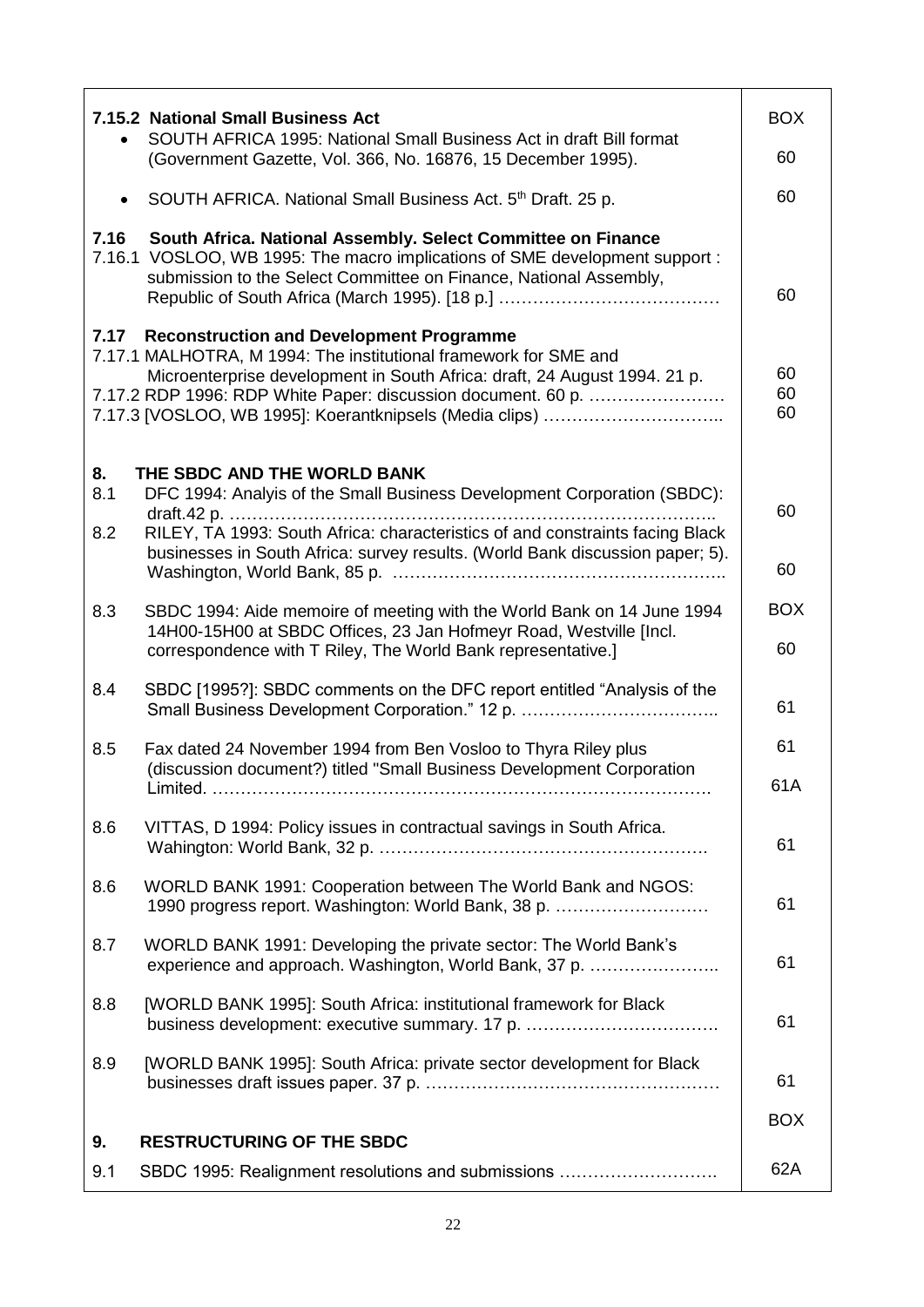| | |
|---|---|
| **7.15.2 National Small Business Act** | BOX |
| • SOUTH AFRICA 1995: National Small Business Act in draft Bill format (Government Gazette, Vol. 366, No. 16876, 15 December 1995). | 60 |
| • SOUTH AFRICA. National Small Business Act. 5th Draft. 25 p. | 60 |
| **7.16 South Africa. National Assembly. Select Committee on Finance** | |
| 7.16.1 VOSLOO, WB 1995: The macro implications of SME development support : submission to the Select Committee on Finance, National Assembly, Republic of South Africa (March 1995). [18 p.] ………………………………… | 60 |
| **7.17 Reconstruction and Development Programme** | |
| 7.17.1 MALHOTRA, M 1994: The institutional framework for SME and Microenterprise development in South Africa: draft, 24 August 1994. 21 p. | 60 |
| 7.17.2 RDP 1996: RDP White Paper: discussion document. 60 p. …………………… | 60 |
| 7.17.3 [VOSLOO, WB 1995]: Koerantknipsels (Media clips) ………………………….. | 60 |
| **8. THE SBDC AND THE WORLD BANK** | |
| 8.1 DFC 1994: Analyis of the Small Business Development Corporation (SBDC): draft.42 p. ………………………………………………………………………….. | 60 |
| 8.2 RILEY, TA 1993: South Africa: characteristics of and constraints facing Black businesses in South Africa: survey results. (World Bank discussion paper; 5). Washington, World Bank, 85 p. ………………………………………………….. | 60 |
| 8.3 SBDC 1994: Aide memoire of meeting with the World Bank on 14 June 1994 14H00-15H00 at SBDC Offices, 23 Jan Hofmeyr Road, Westville [Incl. correspondence with T Riley, The World Bank representative.] | BOX 60 |
| 8.4 SBDC [1995?]: SBDC comments on the DFC report entitled "Analysis of the Small Business Development Corporation." 12 p. …………………………….. | 61 |
| 8.5 Fax dated 24 November 1994 from Ben Vosloo to Thyra Riley plus (discussion document?) titled "Small Business Development Corporation Limited. ……………………………………………………………………………. | 61 61A |
| 8.6 VITTAS, D 1994: Policy issues in contractual savings in South Africa. Wahington: World Bank, 32 p. …………………………………………………. | 61 |
| 8.6 WORLD BANK 1991: Cooperation between The World Bank and NGOS: 1990 progress report. Washington: World Bank, 38 p. ………………………. | 61 |
| 8.7 WORLD BANK 1991: Developing the private sector: The World Bank's experience and approach. Washington, World Bank, 37 p. ………………….. | 61 |
| 8.8 [WORLD BANK 1995]: South Africa: institutional framework for Black business development: executive summary. 17 p. ……………………………. | 61 |
| 8.9 [WORLD BANK 1995]: South Africa: private sector development for Black businesses draft issues paper. 37 p. …………………………………………… | 61 |
| **9. RESTRUCTURING OF THE SBDC** | BOX |
| 9.1 SBDC 1995: Realignment resolutions and submissions ………………………. | 62A |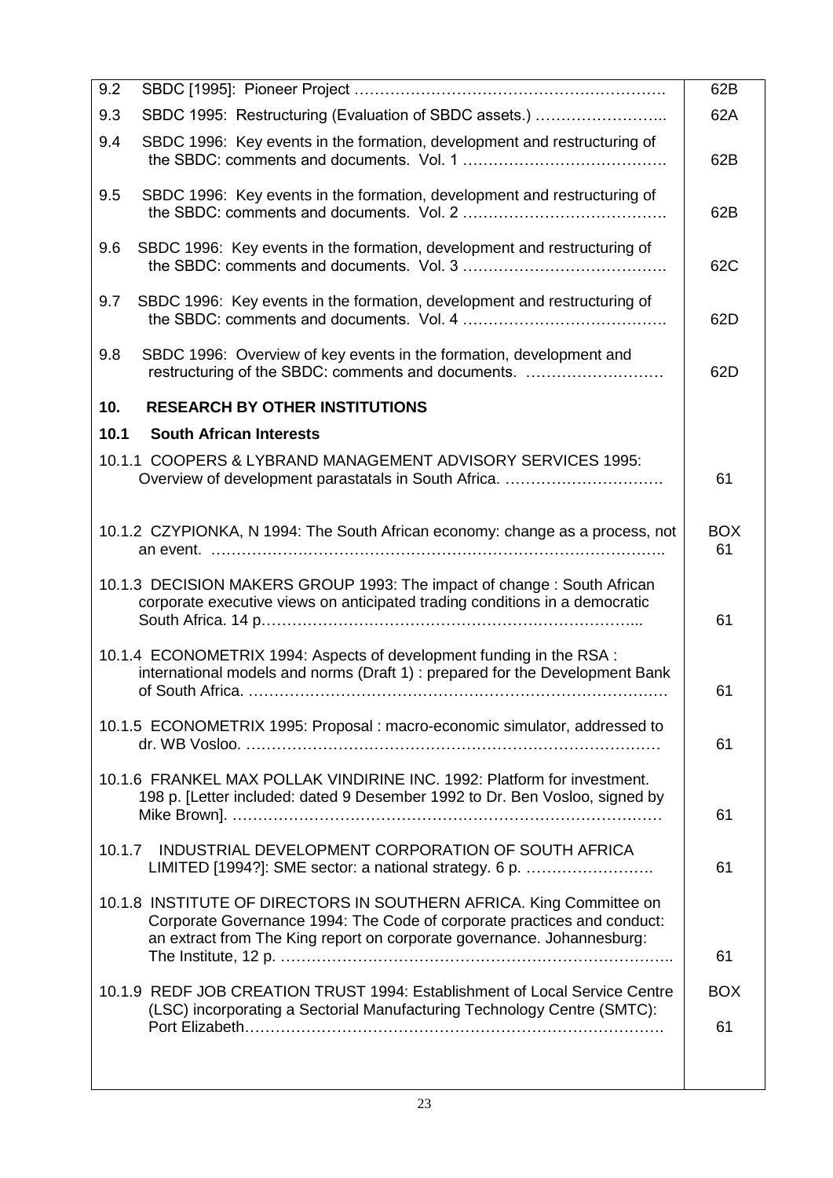| | |
|---|---|
| 9.2 SBDC [1995]: Pioneer Project ……………………………………………………. | 62B |
| 9.3 SBDC 1995: Restructuring (Evaluation of SBDC assets.) …………………….. | 62A |
| 9.4 SBDC 1996: Key events in the formation, development and restructuring of the SBDC: comments and documents. Vol. 1 …………………………………. | 62B |
| 9.5 SBDC 1996: Key events in the formation, development and restructuring of the SBDC: comments and documents. Vol. 2 …………………………………. | 62B |
| 9.6 SBDC 1996: Key events in the formation, development and restructuring of the SBDC: comments and documents. Vol. 3 …………………………………. | 62C |
| 9.7 SBDC 1996: Key events in the formation, development and restructuring of the SBDC: comments and documents. Vol. 4 …………………………………. | 62D |
| 9.8 SBDC 1996: Overview of key events in the formation, development and restructuring of the SBDC: comments and documents. ……………………… | 62D |
| **10. RESEARCH BY OTHER INSTITUTIONS** | |
| **10.1 South African Interests** | |
| 10.1.1 COOPERS & LYBRAND MANAGEMENT ADVISORY SERVICES 1995: Overview of development parastatals in South Africa. …………………………. | 61 |
| 10.1.2 CZYPIONKA, N 1994: The South African economy: change as a process, not an event. ………………………………………………………………………….. | BOX 61 |
| 10.1.3 DECISION MAKERS GROUP 1993: The impact of change : South African corporate executive views on anticipated trading conditions in a democratic South Africa. 14 p……………………………………………………………... | 61 |
| 10.1.4 ECONOMETRIX 1994: Aspects of development funding in the RSA : international models and norms (Draft 1) : prepared for the Development Bank of South Africa. ……………………………………………………………………. | 61 |
| 10.1.5 ECONOMETRIX 1995: Proposal : macro-economic simulator, addressed to dr. WB Vosloo. ……………………………………………………………………… | 61 |
| 10.1.6 FRANKEL MAX POLLAK VINDIRINE INC. 1992: Platform for investment. 198 p. [Letter included: dated 9 Desember 1992 to Dr. Ben Vosloo, signed by Mike Brown]. ……………………………………………………………………… | 61 |
| 10.1.7 INDUSTRIAL DEVELOPMENT CORPORATION OF SOUTH AFRICA LIMITED [1994?]: SME sector: a national strategy. 6 p. ……………………. | 61 |
| 10.1.8 INSTITUTE OF DIRECTORS IN SOUTHERN AFRICA. King Committee on Corporate Governance 1994: The Code of corporate practices and conduct: an extract from The King report on corporate governance. Johannesburg: The Institute, 12 p. ……………………………………………………………….. | 61 |
| 10.1.9 REDF JOB CREATION TRUST 1994: Establishment of Local Service Centre (LSC) incorporating a Sectorial Manufacturing Technology Centre (SMTC): Port Elizabeth……………………………………………………………………. | BOX 61 |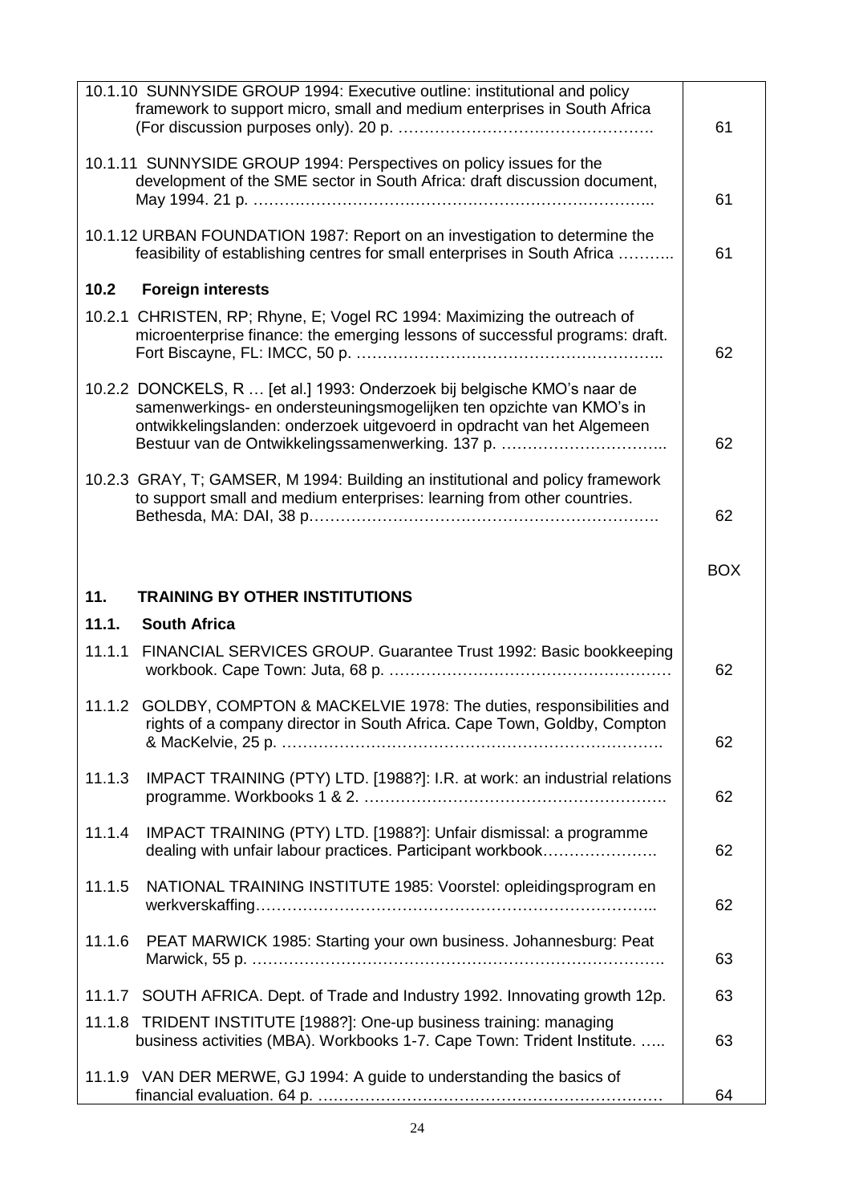| | |
|---|---|
| 10.1.10 SUNNYSIDE GROUP 1994: Executive outline: institutional and policy framework to support micro, small and medium enterprises in South Africa (For discussion purposes only). 20 p. ………………………………………… | 61 |
| 10.1.11 SUNNYSIDE GROUP 1994: Perspectives on policy issues for the development of the SME sector in South Africa: draft discussion document, May 1994. 21 p. ………………………………………………………………….. | 61 |
| 10.1.12 URBAN FOUNDATION 1987: Report on an investigation to determine the feasibility of establishing centres for small enterprises in South Africa ……….. | 61 |
| **10.2 Foreign interests** | |
| 10.2.1 CHRISTEN, RP; Rhyne, E; Vogel RC 1994: Maximizing the outreach of microenterprise finance: the emerging lessons of successful programs: draft. Fort Biscayne, FL: IMCC, 50 p. ……………………………………………….. | 62 |
| 10.2.2 DONCKELS, R … [et al.] 1993: Onderzoek bij belgische KMO's naar de samenwerkings- en ondersteuningsmogelijken ten opzichte van KMO's in ontwikkelingslanden: onderzoek uitgevoerd in opdracht van het Algemeen Bestuur van de Ontwikkelingssamenwerking. 137 p. ………………………….. | 62 |
| 10.2.3 GRAY, T; GAMSER, M 1994: Building an institutional and policy framework to support small and medium enterprises: learning from other countries. Bethesda, MA: DAI, 38 p…………………………………………………………. | 62 |
| | BOX |
| **11. TRAINING BY OTHER INSTITUTIONS** | |
| **11.1. South Africa** | |
| 11.1.1 FINANCIAL SERVICES GROUP. Guarantee Trust 1992: Basic bookkeeping workbook. Cape Town: Juta, 68 p. ……………………………………………… | 62 |
| 11.1.2 GOLDBY, COMPTON & MACKELVIE 1978: The duties, responsibilities and rights of a company director in South Africa. Cape Town, Goldby, Compton & MacKelvie, 25 p. ………………………………………………………………. | 62 |
| 11.1.3 IMPACT TRAINING (PTY) LTD. [1988?]: I.R. at work: an industrial relations programme. Workbooks 1 & 2. …………………………………………………. | 62 |
| 11.1.4 IMPACT TRAINING (PTY) LTD. [1988?]: Unfair dismissal: a programme dealing with unfair labour practices. Participant workbook…………………. | 62 |
| 11.1.5 NATIONAL TRAINING INSTITUTE 1985: Voorstel: opleidingsprogram en werkverskaffing………………………………………………………………….. | 62 |
| 11.1.6 PEAT MARWICK 1985: Starting your own business. Johannesburg: Peat Marwick, 55 p. ………………………………………………………………….. | 63 |
| 11.1.7 SOUTH AFRICA. Dept. of Trade and Industry 1992. Innovating growth 12p. | 63 |
| 11.1.8 TRIDENT INSTITUTE [1988?]: One-up business training: managing business activities (MBA). Workbooks 1-7. Cape Town: Trident Institute. ….. | 63 |
| 11.1.9 VAN DER MERWE, GJ 1994: A guide to understanding the basics of financial evaluation. 64 p. ………………………………………………………… | 64 |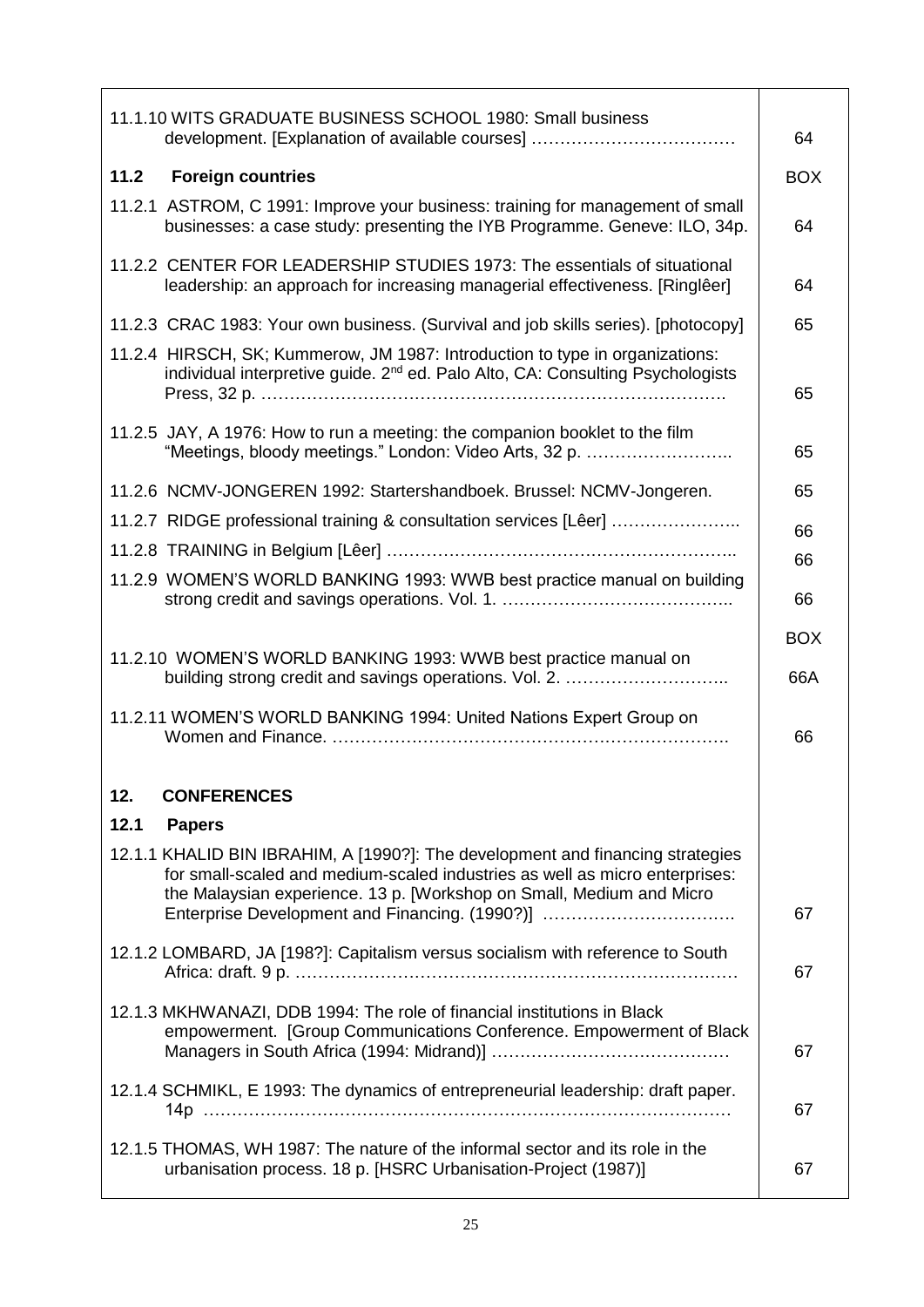| | |
|---|---|
| 11.1.10 WITS GRADUATE BUSINESS SCHOOL 1980: Small business development. [Explanation of available courses] ……………………………… | 64 |
| **11.2 Foreign countries** | BOX |
| 11.2.1 ASTROM, C 1991: Improve your business: training for management of small businesses: a case study: presenting the IYB Programme. Geneve: ILO, 34p. | 64 |
| 11.2.2 CENTER FOR LEADERSHIP STUDIES 1973: The essentials of situational leadership: an approach for increasing managerial effectiveness. [Ringlêer] | 64 |
| 11.2.3 CRAC 1983: Your own business. (Survival and job skills series). [photocopy] | 65 |
| 11.2.4 HIRSCH, SK; Kummerow, JM 1987: Introduction to type in organizations: individual interpretive guide. 2nd ed. Palo Alto, CA: Consulting Psychologists Press, 32 p. ……………………………………………………………………… | 65 |
| 11.2.5 JAY, A 1976: How to run a meeting: the companion booklet to the film "Meetings, bloody meetings." London: Video Arts, 32 p. …………………….. | 65 |
| 11.2.6 NCMV-JONGEREN 1992: Startershandboek. Brussel: NCMV-Jongeren. | 65 |
| 11.2.7 RIDGE professional training & consultation services [Lêer] ………………….. | 66 |
| 11.2.8 TRAINING in Belgium [Lêer] …………………………………………………….. | 66 |
| 11.2.9 WOMEN'S WORLD BANKING 1993: WWB best practice manual on building strong credit and savings operations. Vol. 1. ………………………………….. | 66 |
| | BOX |
| 11.2.10 WOMEN'S WORLD BANKING 1993: WWB best practice manual on building strong credit and savings operations. Vol. 2. ……………………….. | 66A |
| 11.2.11 WOMEN'S WORLD BANKING 1994: United Nations Expert Group on Women and Finance. …………………………………………………………… | 66 |
| **12. CONFERENCES** | |
| **12.1 Papers** | |
| 12.1.1 KHALID BIN IBRAHIM, A [1990?]: The development and financing strategies for small-scaled and medium-scaled industries as well as micro enterprises: the Malaysian experience. 13 p. [Workshop on Small, Medium and Micro Enterprise Development and Financing. (1990?)] ……………………………. | 67 |
| 12.1.2 LOMBARD, JA [198?]: Capitalism versus socialism with reference to South Africa: draft. 9 p. …………………………………………………………………… | 67 |
| 12.1.3 MKHWANAZI, DDB 1994: The role of financial institutions in Black empowerment. [Group Communications Conference. Empowerment of Black Managers in South Africa (1994: Midrand)] …………………………………… | 67 |
| 12.1.4 SCHMIKL, E 1993: The dynamics of entrepreneurial leadership: draft paper. 14p ……………………………………………………………………………… | 67 |
| 12.1.5 THOMAS, WH 1987: The nature of the informal sector and its role in the urbanisation process. 18 p. [HSRC Urbanisation-Project (1987)] | 67 |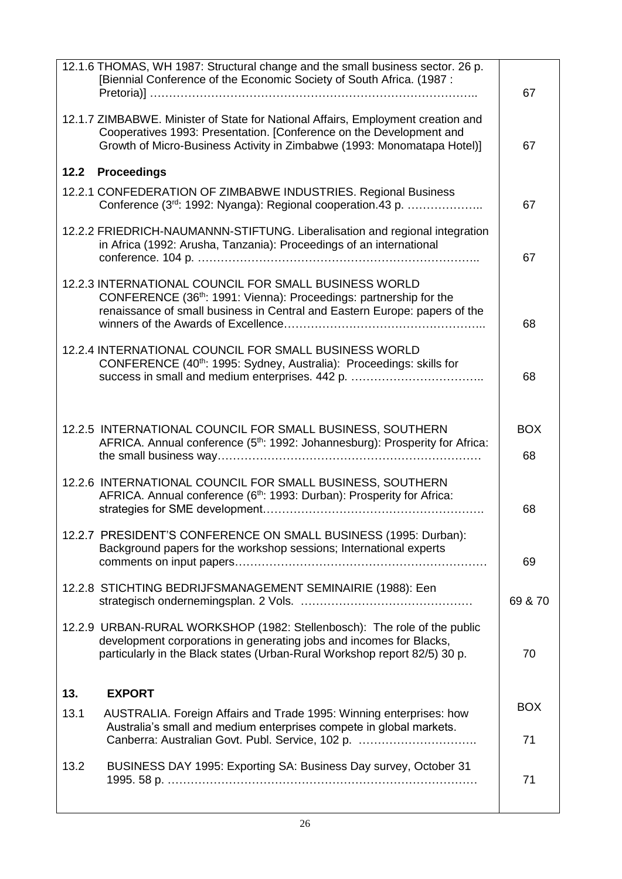| | |
|---|---|
| 12.1.6 THOMAS, WH 1987: Structural change and the small business sector. 26 p. [Biennial Conference of the Economic Society of South Africa. (1987 : Pretoria)] ………………………………………………………………………….. | 67 |
| 12.1.7 ZIMBABWE. Minister of State for National Affairs, Employment creation and Cooperatives 1993: Presentation. [Conference on the Development and Growth of Micro-Business Activity in Zimbabwe (1993: Monomatapa Hotel)] | 67 |
| **12.2 Proceedings** | |
| 12.2.1 CONFEDERATION OF ZIMBABWE INDUSTRIES. Regional Business Conference (3rd: 1992: Nyanga): Regional cooperation.43 p. ……………….. | 67 |
| 12.2.2 FRIEDRICH-NAUMANNN-STIFTUNG. Liberalisation and regional integration in Africa (1992: Arusha, Tanzania): Proceedings of an international conference. 104 p. ……………………………………………………………….. | 67 |
| 12.2.3 INTERNATIONAL COUNCIL FOR SMALL BUSINESS WORLD CONFERENCE (36th: 1991: Vienna): Proceedings: partnership for the renaissance of small business in Central and Eastern Europe: papers of the winners of the Awards of Excellence…………………………………………….. | 68 |
| 12.2.4 INTERNATIONAL COUNCIL FOR SMALL BUSINESS WORLD CONFERENCE (40th: 1995: Sydney, Australia): Proceedings: skills for success in small and medium enterprises. 442 p. …………………………….. | 68 |
| 12.2.5 INTERNATIONAL COUNCIL FOR SMALL BUSINESS, SOUTHERN AFRICA. Annual conference (5th: 1992: Johannesburg): Prosperity for Africa: the small business way…………………………………………………………… | BOX 68 |
| 12.2.6 INTERNATIONAL COUNCIL FOR SMALL BUSINESS, SOUTHERN AFRICA. Annual conference (6th: 1993: Durban): Prosperity for Africa: strategies for SME development………………………………………………. | 68 |
| 12.2.7 PRESIDENT'S CONFERENCE ON SMALL BUSINESS (1995: Durban): Background papers for the workshop sessions; International experts comments on input papers………………………………………………………… | 69 |
| 12.2.8 STICHTING BEDRIJFSMANAGEMENT SEMINAIRIE (1988): Een strategisch ondernemingsplan. 2 Vols. ……………………………………… | 69 & 70 |
| 12.2.9 URBAN-RURAL WORKSHOP (1982: Stellenbosch): The role of the public development corporations in generating jobs and incomes for Blacks, particularly in the Black states (Urban-Rural Workshop report 82/5) 30 p. | 70 |
| **13. EXPORT** | |
| 13.1 AUSTRALIA. Foreign Affairs and Trade 1995: Winning enterprises: how Australia's small and medium enterprises compete in global markets. Canberra: Australian Govt. Publ. Service, 102 p. …………………………. | BOX 71 |
| 13.2 BUSINESS DAY 1995: Exporting SA: Business Day survey, October 31 1995. 58 p. ……………………………………………………………………… | 71 |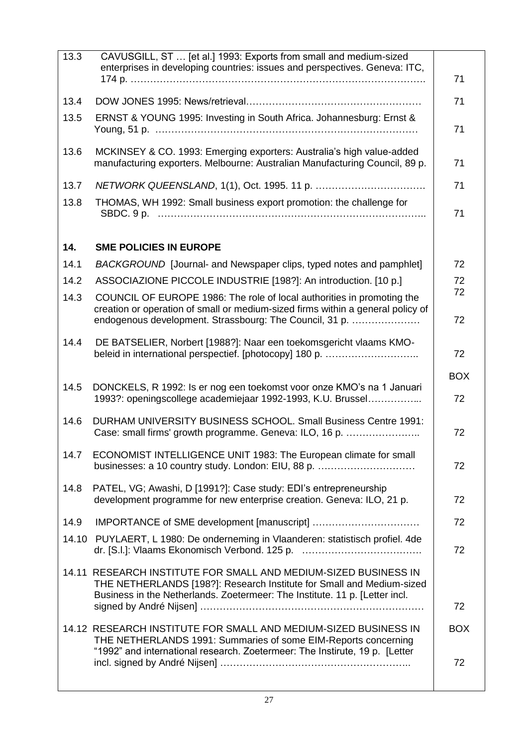| | | |
|---|---|---|
| 13.3 | CAVUSGILL, ST … [et al.] 1993: Exports from small and medium-sized enterprises in developing countries: issues and perspectives. Geneva: ITC, 174 p. ………………………………………………………………………………. | 71 |
| 13.4 | DOW JONES 1995: News/retrieval……………………………………………… | 71 |
| 13.5 | ERNST & YOUNG 1995: Investing in South Africa. Johannesburg: Ernst & Young, 51 p. ……………………………………………………………………… | 71 |
| 13.6 | MCKINSEY & CO. 1993: Emerging exporters: Australia's high value-added manufacturing exporters. Melbourne: Australian Manufacturing Council, 89 p. | 71 |
| 13.7 | *NETWORK QUEENSLAND*, 1(1), Oct. 1995. 11 p. …………………………… | 71 |
| 13.8 | THOMAS, WH 1992: Small business export promotion: the challenge for SBDC. 9 p. ……………………………………………………………………….. | 71 |
| **14.** | **SME POLICIES IN EUROPE** | |
| 14.1 | *BACKGROUND* [Journal- and Newspaper clips, typed notes and pamphlet] | 72 |
| 14.2 | ASSOCIAZIONE PICCOLE INDUSTRIE [198?]: An introduction. [10 p.] | 72 |
| 14.3 | COUNCIL OF EUROPE 1986: The role of local authorities in promoting the creation or operation of small or medium-sized firms within a general policy of endogenous development. Strassbourg: The Council, 31 p. ………………… | 72<br>72 |
| 14.4 | DE BATSELIER, Norbert [1988?]: Naar een toekomsgericht vlaams KMO-beleid in international perspectief. [photocopy] 180 p. ……………………….. | 72 |
| 14.5 | DONCKELS, R 1992: Is er nog een toekomst voor onze KMO's na 1 Januari 1993?: openingscollege academiejaar 1992-1993, K.U. Brussel……………... | BOX<br>72 |
| 14.6 | DURHAM UNIVERSITY BUSINESS SCHOOL. Small Business Centre 1991: Case: small firms' growth programme. Geneva: ILO, 16 p. ………………….. | 72 |
| 14.7 | ECONOMIST INTELLIGENCE UNIT 1983: The European climate for small businesses: a 10 country study. London: EIU, 88 p. ………………………… | 72 |
| 14.8 | PATEL, VG; Awashi, D [1991?]: Case study: EDI's entrepreneurship development programme for new enterprise creation. Geneva: ILO, 21 p. | 72 |
| 14.9 | IMPORTANCE of SME development [manuscript] …………………………… | 72 |
| 14.10 | PUYLAERT, L 1980: De onderneming in Vlaanderen: statistisch profiel. 4de dr. [S.l.]: Vlaams Ekonomisch Verbond. 125 p. ………………………………. | 72 |
| 14.11 | RESEARCH INSTITUTE FOR SMALL AND MEDIUM-SIZED BUSINESS IN THE NETHERLANDS [198?]: Research Institute for Small and Medium-sized Business in the Netherlands. Zoetermeer: The Institute. 11 p. [Letter incl. signed by André Nijsen] …………………………………………………………… | 72 |
| 14.12 | RESEARCH INSTITUTE FOR SMALL AND MEDIUM-SIZED BUSINESS IN THE NETHERLANDS 1991: Summaries of some EIM-Reports concerning "1992" and international research. Zoetermeer: The Instirute, 19 p. [Letter incl. signed by André Nijsen] ……………………………………………….. | BOX<br>72 |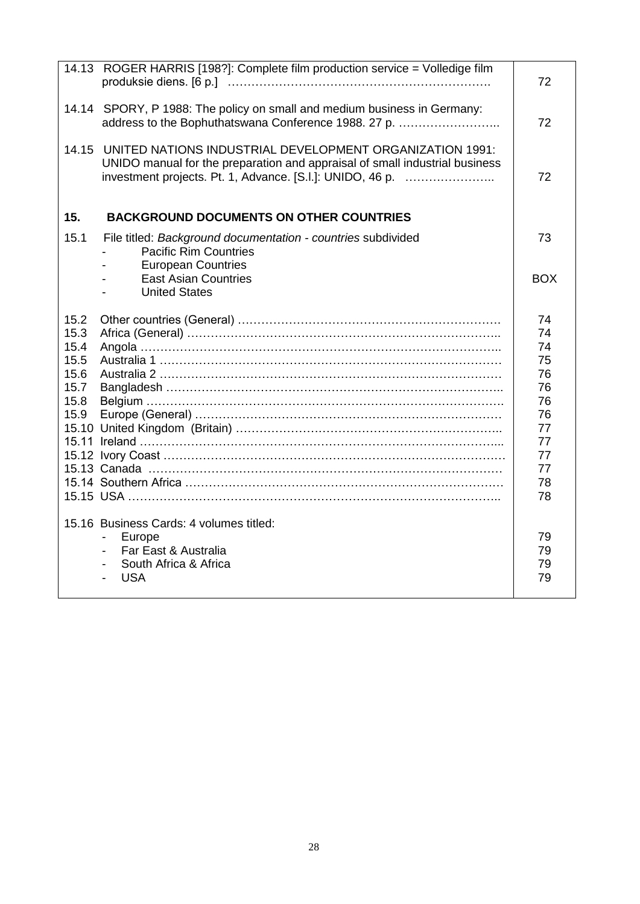| | |
|---|---|
| 14.13 ROGER HARRIS [198?]: Complete film production service = Volledige film produksie diens. [6 p.] ………………………………………………………… | 72 |
| 14.14 SPORY, P 1988: The policy on small and medium business in Germany: address to the Bophuthatswana Conference 1988. 27 p. …………………….. | 72 |
| 14.15 UNITED NATIONS INDUSTRIAL DEVELOPMENT ORGANIZATION 1991: UNIDO manual for the preparation and appraisal of small industrial business investment projects. Pt. 1, Advance. [S.l.]: UNIDO, 46 p. ………………….. | 72 |
| **15. BACKGROUND DOCUMENTS ON OTHER COUNTRIES** | |
| 15.1 File titled: *Background documentation - countries* subdivided<br>- Pacific Rim Countries<br>- European Countries<br>- East Asian Countries<br>- United States | 73<br><br>BOX |
| 15.2 Other countries (General) ………………………………………………………… | 74 |
| 15.3 Africa (General) ………………………………………………………………….. | 74 |
| 15.4 Angola ……………………………………………………………………………. | 74 |
| 15.5 Australia 1 ……………………………………………………………………… | 75 |
| 15.6 Australia 2 ……………………………………………………………………… | 76 |
| 15.7 Bangladesh …………………………………………………………………….. | 76 |
| 15.8 Belgium …………………………………………………………………………. | 76 |
| 15.9 Europe (General) ……………………………………………………………… | 76 |
| 15.10 United Kingdom (Britain) …………………………………………………….. | 77 |
| 15.11 Ireland ………………………………………………………………………….. | 77 |
| 15.12 Ivory Coast ……………………………………………………………………. | 77 |
| 15.13 Canada ………………………………………………………………………… | 77 |
| 15.14 Southern Africa ……………………………………………………………… | 78 |
| 15.15 USA …………………………………………………………………………….. | 78 |
| 15.16 Business Cards: 4 volumes titled:<br>- Europe<br>- Far East & Australia<br>- South Africa & Africa<br>- USA | <br>79<br>79<br>79<br>79 |